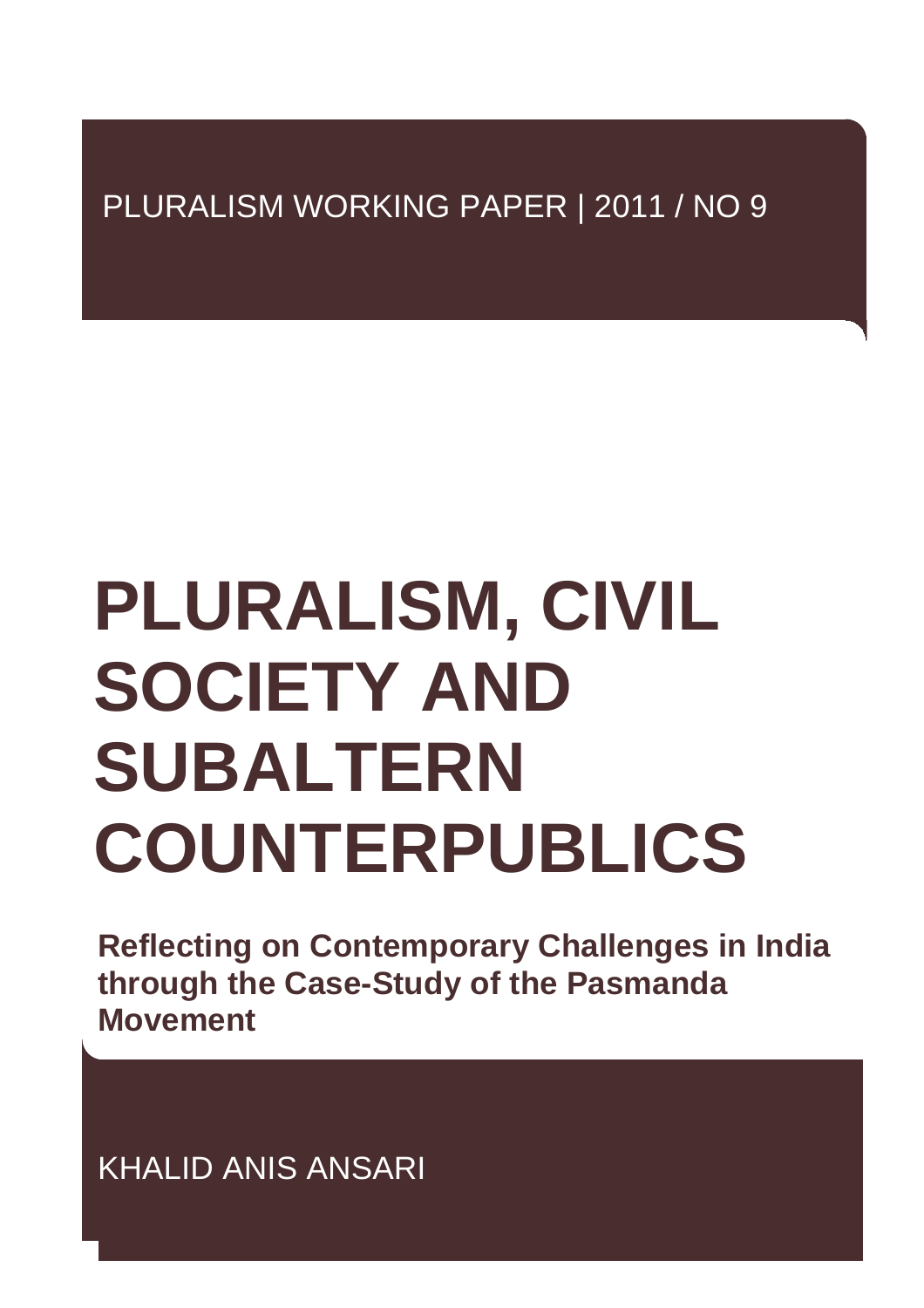PLURALISM WORKING PAPER | 2011 / NO 9

# PLURALISM, CIVIL SOCIETY AND SUBALTERN COUNTERPUBLICS

**Reflecting on Contemporary Challenges in India through the Case-Study of the Pasmanda Movement**

KHALID ANIS ANSARI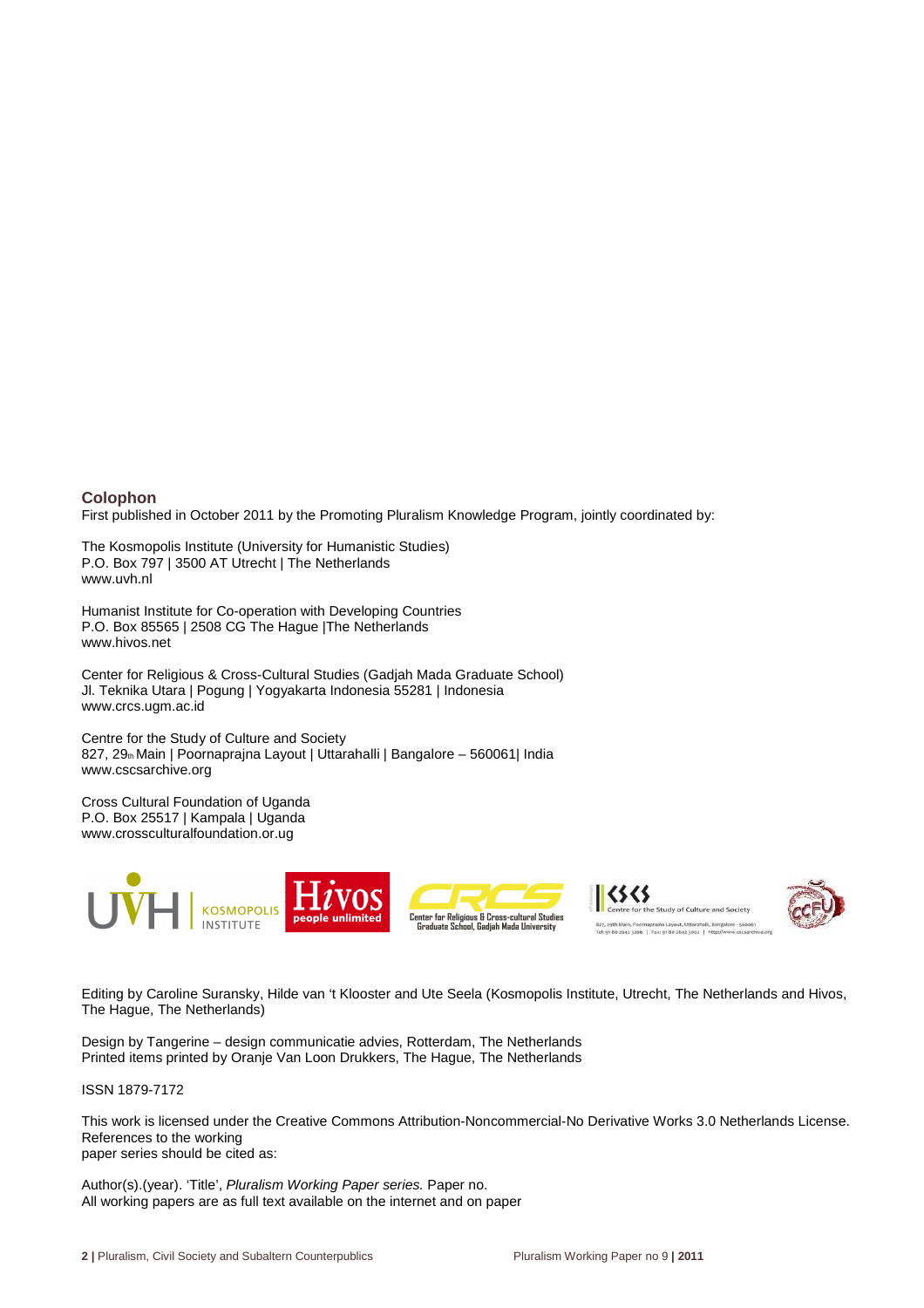## Colophon

First published in October 2011 by the Promoting Pluralism Knowledge Program, jointly coordinated by:

The Kosmopolis Institute (University for Humanistic Studies)
P.O. Box 797 | 3500 AT Utrecht | The Netherlands
www.uvh.nl

Humanist Institute for Co-operation with Developing Countries
P.O. Box 85565 | 2508 CG The Hague |The Netherlands
www.hivos.net

Center for Religious & Cross-Cultural Studies (Gadjah Mada Graduate School)
Jl. Teknika Utara | Pogung | Yogyakarta Indonesia 55281 | Indonesia
www.crcs.ugm.ac.id

Centre for the Study of Culture and Society
827, 29th Main | Poornaprajna Layout | Uttarahalli | Bangalore – 560061| India
www.cscsarchive.org

Cross Cultural Foundation of Uganda
P.O. Box 25517 | Kampala | Uganda
www.crossculturalfoundation.or.ug

Editing by Caroline Suransky, Hilde van 't Klooster and Ute Seela (Kosmopolis Institute, Utrecht, The Netherlands and Hivos, The Hague, The Netherlands)

Design by Tangerine – design communicatie advies, Rotterdam, The Netherlands
Printed items printed by Oranje Van Loon Drukkers, The Hague, The Netherlands

ISSN 1879-7172

This work is licensed under the Creative Commons Attribution-Noncommercial-No Derivative Works 3.0 Netherlands License.
References to the working
paper series should be cited as:

Author(s).(year). 'Title', *Pluralism Working Paper series.* Paper no.
All working papers are as full text available on the internet and on paper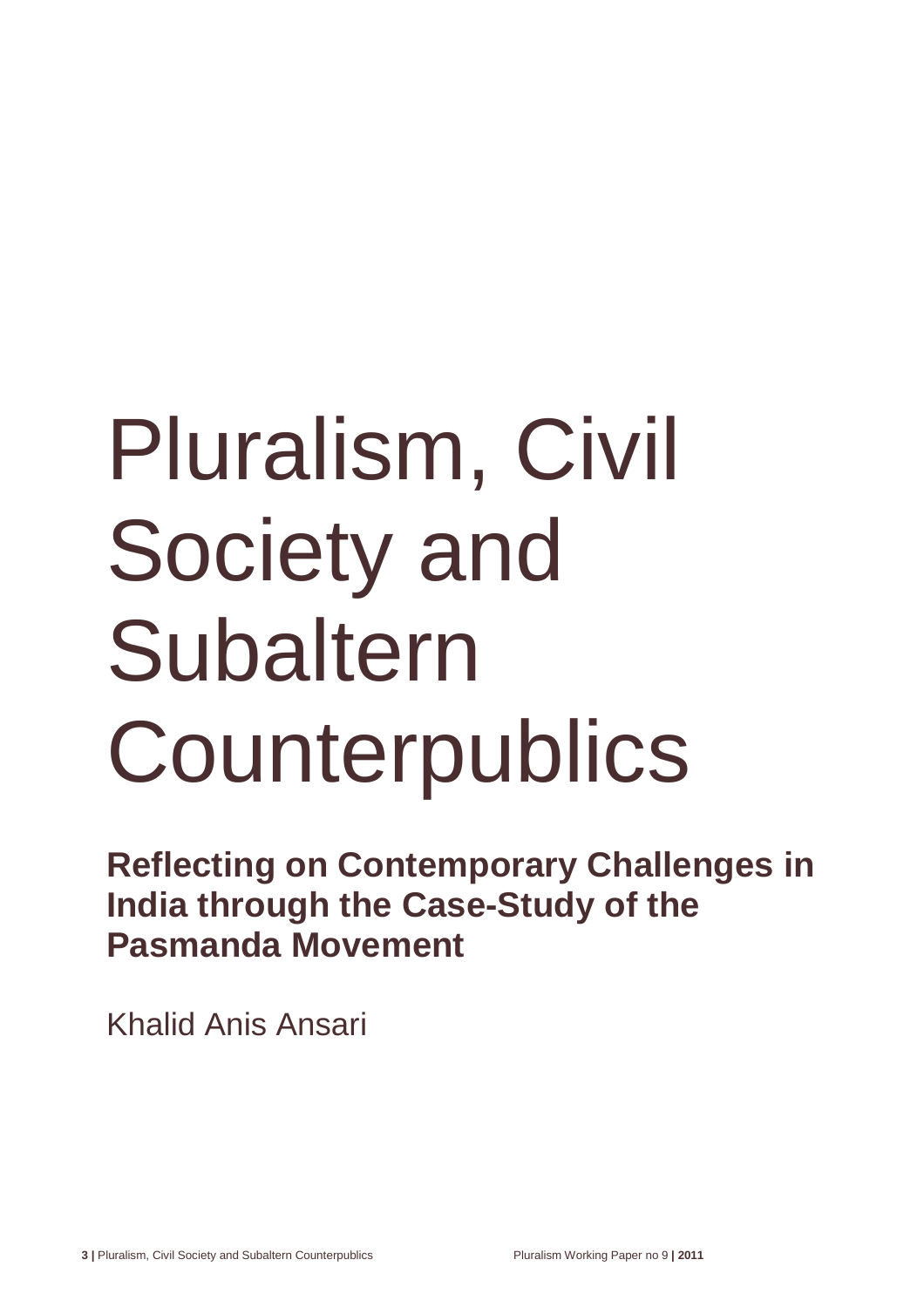# Pluralism, Civil Society and Subaltern Counterpublics

## Reflecting on Contemporary Challenges in India through the Case-Study of the Pasmanda Movement

Khalid Anis Ansari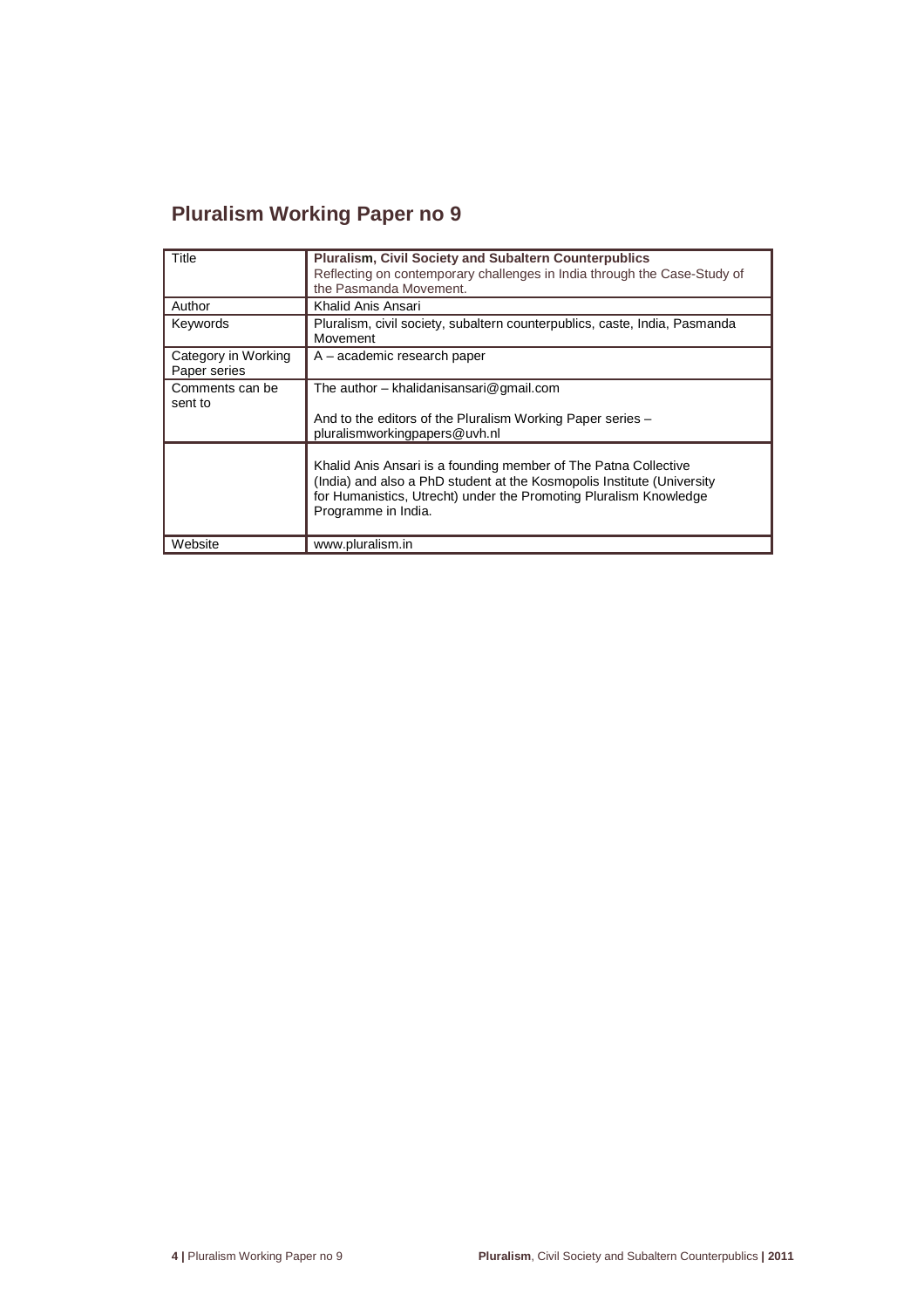## Pluralism Working Paper no 9

| | |
|---|---|
| Title | **Pluralism, Civil Society and Subaltern Counterpublics** Reflecting on contemporary challenges in India through the Case-Study of the Pasmanda Movement. |
| Author | Khalid Anis Ansari |
| Keywords | Pluralism, civil society, subaltern counterpublics, caste, India, Pasmanda Movement |
| Category in Working Paper series | A – academic research paper |
| Comments can be sent to | The author – khalidanisansari@gmail.com<br><br>And to the editors of the Pluralism Working Paper series – pluralismworkingpapers@uvh.nl |
| | Khalid Anis Ansari is a founding member of The Patna Collective (India) and also a PhD student at the Kosmopolis Institute (University for Humanistics, Utrecht) under the Promoting Pluralism Knowledge Programme in India. |
| Website | www.pluralism.in |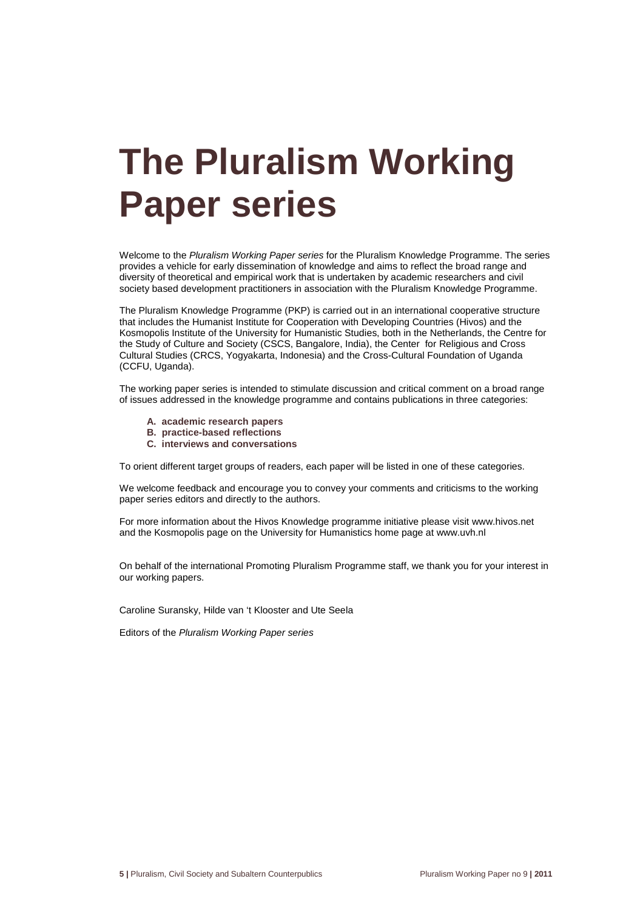# The Pluralism Working Paper series

Welcome to the *Pluralism Working Paper series* for the Pluralism Knowledge Programme. The series provides a vehicle for early dissemination of knowledge and aims to reflect the broad range and diversity of theoretical and empirical work that is undertaken by academic researchers and civil society based development practitioners in association with the Pluralism Knowledge Programme.

The Pluralism Knowledge Programme (PKP) is carried out in an international cooperative structure that includes the Humanist Institute for Cooperation with Developing Countries (Hivos) and the Kosmopolis Institute of the University for Humanistic Studies, both in the Netherlands, the Centre for the Study of Culture and Society (CSCS, Bangalore, India), the Center for Religious and Cross Cultural Studies (CRCS, Yogyakarta, Indonesia) and the Cross-Cultural Foundation of Uganda (CCFU, Uganda).

The working paper series is intended to stimulate discussion and critical comment on a broad range of issues addressed in the knowledge programme and contains publications in three categories:

A. **academic research papers**
B. **practice-based reflections**
C. **interviews and conversations**

To orient different target groups of readers, each paper will be listed in one of these categories.

We welcome feedback and encourage you to convey your comments and criticisms to the working paper series editors and directly to the authors.

For more information about the Hivos Knowledge programme initiative please visit www.hivos.net and the Kosmopolis page on the University for Humanistics home page at www.uvh.nl

On behalf of the international Promoting Pluralism Programme staff, we thank you for your interest in our working papers.

Caroline Suransky, Hilde van 't Klooster and Ute Seela

Editors of the *Pluralism Working Paper series*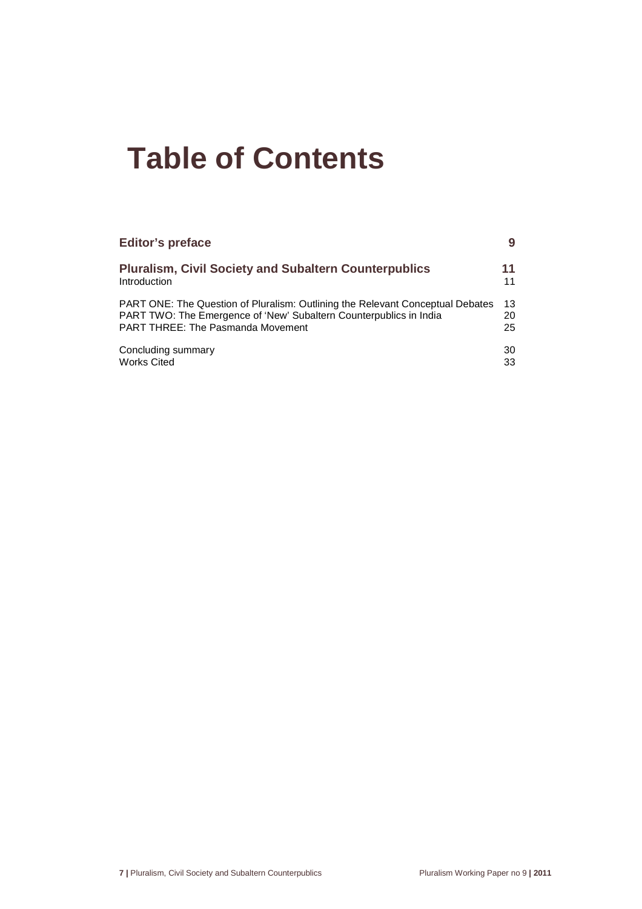# Table of Contents

| | |
|---|---|
| **Editor's preface** | **9** |
| **Pluralism, Civil Society and Subaltern Counterpublics** | **11** |
| Introduction | 11 |
| PART ONE: The Question of Pluralism: Outlining the Relevant Conceptual Debates | 13 |
| PART TWO: The Emergence of 'New' Subaltern Counterpublics in India | 20 |
| PART THREE: The Pasmanda Movement | 25 |
| Concluding summary | 30 |
| Works Cited | 33 |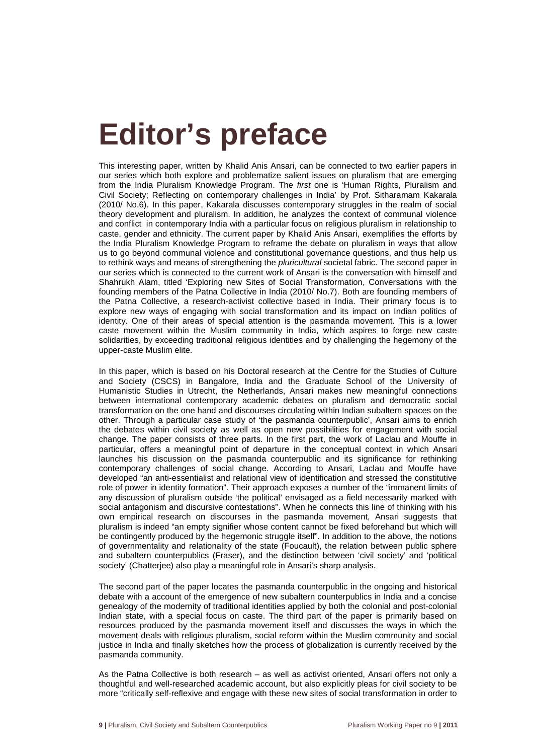# Editor's preface

This interesting paper, written by Khalid Anis Ansari, can be connected to two earlier papers in our series which both explore and problematize salient issues on pluralism that are emerging from the India Pluralism Knowledge Program. The *first* one is 'Human Rights, Pluralism and Civil Society; Reflecting on contemporary challenges in India' by Prof. Sitharamam Kakarala (2010/ No.6). In this paper, Kakarala discusses contemporary struggles in the realm of social theory development and pluralism. In addition, he analyzes the context of communal violence and conflict in contemporary India with a particular focus on religious pluralism in relationship to caste, gender and ethnicity. The current paper by Khalid Anis Ansari, exemplifies the efforts by the India Pluralism Knowledge Program to reframe the debate on pluralism in ways that allow us to go beyond communal violence and constitutional governance questions, and thus help us to rethink ways and means of strengthening the *pluricultural* societal fabric. The second paper in our series which is connected to the current work of Ansari is the conversation with himself and Shahrukh Alam, titled 'Exploring new Sites of Social Transformation, Conversations with the founding members of the Patna Collective in India (2010/ No.7). Both are founding members of the Patna Collective, a research-activist collective based in India. Their primary focus is to explore new ways of engaging with social transformation and its impact on Indian politics of identity. One of their areas of special attention is the pasmanda movement. This is a lower caste movement within the Muslim community in India, which aspires to forge new caste solidarities, by exceeding traditional religious identities and by challenging the hegemony of the upper-caste Muslim elite.

In this paper, which is based on his Doctoral research at the Centre for the Studies of Culture and Society (CSCS) in Bangalore, India and the Graduate School of the University of Humanistic Studies in Utrecht, the Netherlands, Ansari makes new meaningful connections between international contemporary academic debates on pluralism and democratic social transformation on the one hand and discourses circulating within Indian subaltern spaces on the other. Through a particular case study of 'the pasmanda counterpublic', Ansari aims to enrich the debates within civil society as well as open new possibilities for engagement with social change. The paper consists of three parts. In the first part, the work of Laclau and Mouffe in particular, offers a meaningful point of departure in the conceptual context in which Ansari launches his discussion on the pasmanda counterpublic and its significance for rethinking contemporary challenges of social change. According to Ansari, Laclau and Mouffe have developed "an anti-essentialist and relational view of identification and stressed the constitutive role of power in identity formation". Their approach exposes a number of the "immanent limits of any discussion of pluralism outside 'the political' envisaged as a field necessarily marked with social antagonism and discursive contestations". When he connects this line of thinking with his own empirical research on discourses in the pasmanda movement, Ansari suggests that pluralism is indeed "an empty signifier whose content cannot be fixed beforehand but which will be contingently produced by the hegemonic struggle itself". In addition to the above, the notions of governmentality and relationality of the state (Foucault), the relation between public sphere and subaltern counterpublics (Fraser), and the distinction between 'civil society' and 'political society' (Chatterjee) also play a meaningful role in Ansari's sharp analysis.

The second part of the paper locates the pasmanda counterpublic in the ongoing and historical debate with a account of the emergence of new subaltern counterpublics in India and a concise genealogy of the modernity of traditional identities applied by both the colonial and post-colonial Indian state, with a special focus on caste. The third part of the paper is primarily based on resources produced by the pasmanda movement itself and discusses the ways in which the movement deals with religious pluralism, social reform within the Muslim community and social justice in India and finally sketches how the process of globalization is currently received by the pasmanda community.

As the Patna Collective is both research – as well as activist oriented, Ansari offers not only a thoughtful and well-researched academic account, but also explicitly pleas for civil society to be more "critically self-reflexive and engage with these new sites of social transformation in order to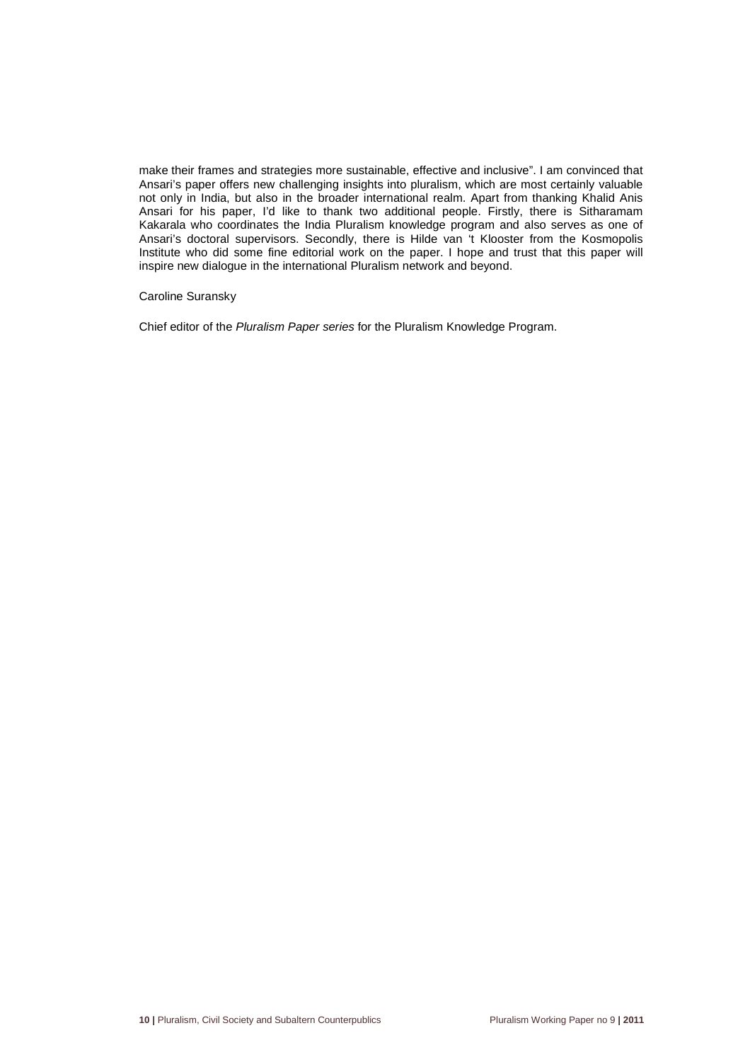make their frames and strategies more sustainable, effective and inclusive". I am convinced that Ansari's paper offers new challenging insights into pluralism, which are most certainly valuable not only in India, but also in the broader international realm. Apart from thanking Khalid Anis Ansari for his paper, I'd like to thank two additional people. Firstly, there is Sitharamam Kakarala who coordinates the India Pluralism knowledge program and also serves as one of Ansari's doctoral supervisors. Secondly, there is Hilde van 't Klooster from the Kosmopolis Institute who did some fine editorial work on the paper. I hope and trust that this paper will inspire new dialogue in the international Pluralism network and beyond.

Caroline Suransky

Chief editor of the *Pluralism Paper series* for the Pluralism Knowledge Program.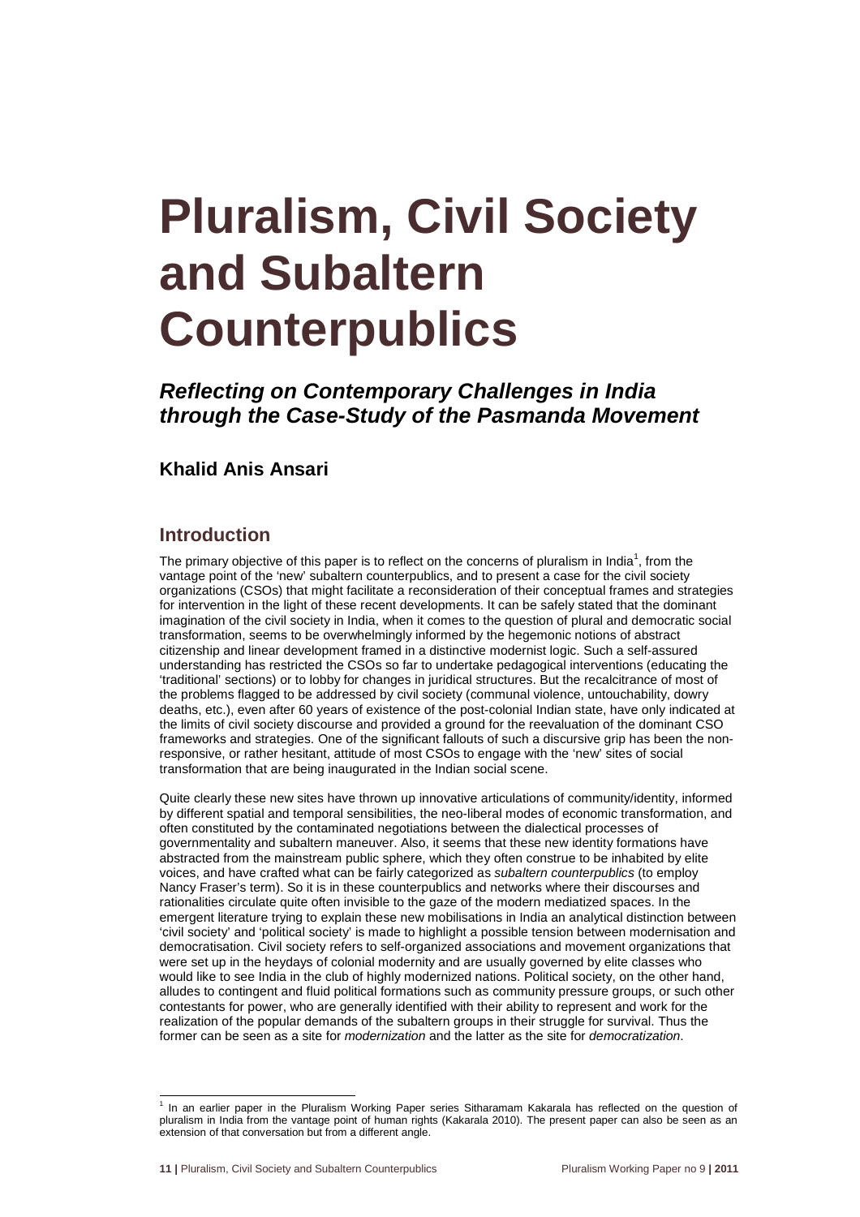# Pluralism, Civil Society and Subaltern Counterpublics

## *Reflecting on Contemporary Challenges in India through the Case-Study of the Pasmanda Movement*

### Khalid Anis Ansari

## Introduction

The primary objective of this paper is to reflect on the concerns of pluralism in India[1], from the vantage point of the 'new' subaltern counterpublics, and to present a case for the civil society organizations (CSOs) that might facilitate a reconsideration of their conceptual frames and strategies for intervention in the light of these recent developments. It can be safely stated that the dominant imagination of the civil society in India, when it comes to the question of plural and democratic social transformation, seems to be overwhelmingly informed by the hegemonic notions of abstract citizenship and linear development framed in a distinctive modernist logic. Such a self-assured understanding has restricted the CSOs so far to undertake pedagogical interventions (educating the 'traditional' sections) or to lobby for changes in juridical structures. But the recalcitrance of most of the problems flagged to be addressed by civil society (communal violence, untouchability, dowry deaths, etc.), even after 60 years of existence of the post-colonial Indian state, have only indicated at the limits of civil society discourse and provided a ground for the reevaluation of the dominant CSO frameworks and strategies. One of the significant fallouts of such a discursive grip has been the non-responsive, or rather hesitant, attitude of most CSOs to engage with the 'new' sites of social transformation that are being inaugurated in the Indian social scene.

Quite clearly these new sites have thrown up innovative articulations of community/identity, informed by different spatial and temporal sensibilities, the neo-liberal modes of economic transformation, and often constituted by the contaminated negotiations between the dialectical processes of governmentality and subaltern maneuver. Also, it seems that these new identity formations have abstracted from the mainstream public sphere, which they often construe to be inhabited by elite voices, and have crafted what can be fairly categorized as *subaltern counterpublics* (to employ Nancy Fraser's term). So it is in these counterpublics and networks where their discourses and rationalities circulate quite often invisible to the gaze of the modern mediatized spaces. In the emergent literature trying to explain these new mobilisations in India an analytical distinction between 'civil society' and 'political society' is made to highlight a possible tension between modernisation and democratisation. Civil society refers to self-organized associations and movement organizations that were set up in the heydays of colonial modernity and are usually governed by elite classes who would like to see India in the club of highly modernized nations. Political society, on the other hand, alludes to contingent and fluid political formations such as community pressure groups, or such other contestants for power, who are generally identified with their ability to represent and work for the realization of the popular demands of the subaltern groups in their struggle for survival. Thus the former can be seen as a site for *modernization* and the latter as the site for *democratization*.

---

[1] In an earlier paper in the Pluralism Working Paper series Sitharamam Kakarala has reflected on the question of pluralism in India from the vantage point of human rights (Kakarala 2010). The present paper can also be seen as an extension of that conversation but from a different angle.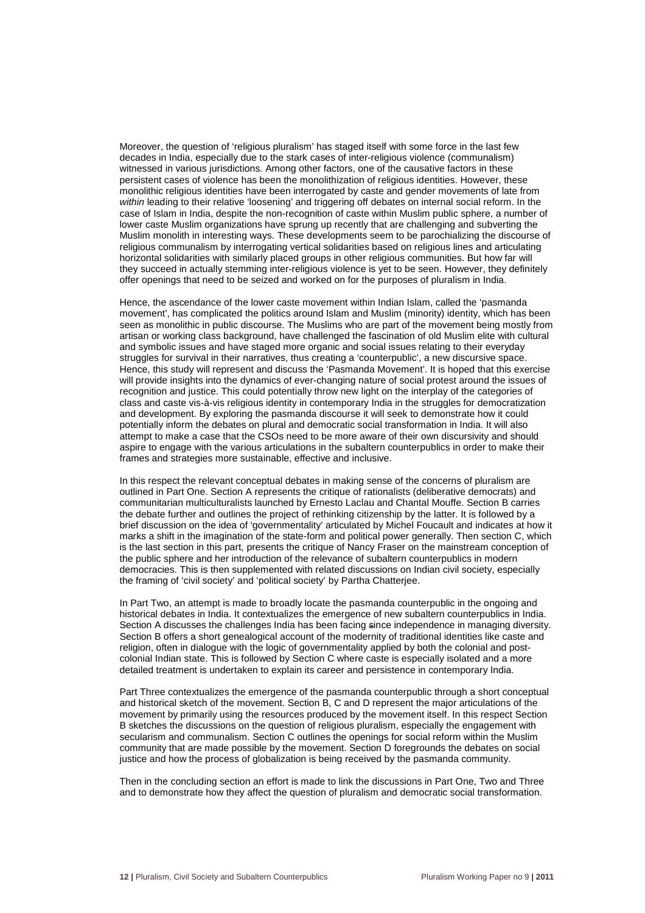Moreover, the question of 'religious pluralism' has staged itself with some force in the last few decades in India, especially due to the stark cases of inter-religious violence (communalism) witnessed in various jurisdictions. Among other factors, one of the causative factors in these persistent cases of violence has been the monolithization of religious identities. However, these monolithic religious identities have been interrogated by caste and gender movements of late from *within* leading to their relative 'loosening' and triggering off debates on internal social reform. In the case of Islam in India, despite the non-recognition of caste within Muslim public sphere, a number of lower caste Muslim organizations have sprung up recently that are challenging and subverting the Muslim monolith in interesting ways. These developments seem to be parochializing the discourse of religious communalism by interrogating vertical solidarities based on religious lines and articulating horizontal solidarities with similarly placed groups in other religious communities. But how far will they succeed in actually stemming inter-religious violence is yet to be seen. However, they definitely offer openings that need to be seized and worked on for the purposes of pluralism in India.

Hence, the ascendance of the lower caste movement within Indian Islam, called the 'pasmanda movement', has complicated the politics around Islam and Muslim (minority) identity, which has been seen as monolithic in public discourse. The Muslims who are part of the movement being mostly from artisan or working class background, have challenged the fascination of old Muslim elite with cultural and symbolic issues and have staged more organic and social issues relating to their everyday struggles for survival in their narratives, thus creating a 'counterpublic', a new discursive space. Hence, this study will represent and discuss the 'Pasmanda Movement'. It is hoped that this exercise will provide insights into the dynamics of ever-changing nature of social protest around the issues of recognition and justice. This could potentially throw new light on the interplay of the categories of class and caste vis-à-vis religious identity in contemporary India in the struggles for democratization and development. By exploring the pasmanda discourse it will seek to demonstrate how it could potentially inform the debates on plural and democratic social transformation in India. It will also attempt to make a case that the CSOs need to be more aware of their own discursivity and should aspire to engage with the various articulations in the subaltern counterpublics in order to make their frames and strategies more sustainable, effective and inclusive.

In this respect the relevant conceptual debates in making sense of the concerns of pluralism are outlined in Part One. Section A represents the critique of rationalists (deliberative democrats) and communitarian multiculturalists launched by Ernesto Laclau and Chantal Mouffe. Section B carries the debate further and outlines the project of rethinking citizenship by the latter. It is followed by a brief discussion on the idea of 'governmentality' articulated by Michel Foucault and indicates at how it marks a shift in the imagination of the state-form and political power generally. Then section C, which is the last section in this part, presents the critique of Nancy Fraser on the mainstream conception of the public sphere and her introduction of the relevance of subaltern counterpublics in modern democracies. This is then supplemented with related discussions on Indian civil society, especially the framing of 'civil society' and 'political society' by Partha Chatterjee.

In Part Two, an attempt is made to broadly locate the pasmanda counterpublic in the ongoing and historical debates in India. It contextualizes the emergence of new subaltern counterpublics in India. Section A discusses the challenges India has been facing since independence in managing diversity. Section B offers a short genealogical account of the modernity of traditional identities like caste and religion, often in dialogue with the logic of governmentality applied by both the colonial and post-colonial Indian state. This is followed by Section C where caste is especially isolated and a more detailed treatment is undertaken to explain its career and persistence in contemporary India.

Part Three contextualizes the emergence of the pasmanda counterpublic through a short conceptual and historical sketch of the movement. Section B, C and D represent the major articulations of the movement by primarily using the resources produced by the movement itself. In this respect Section B sketches the discussions on the question of religious pluralism, especially the engagement with secularism and communalism. Section C outlines the openings for social reform within the Muslim community that are made possible by the movement. Section D foregrounds the debates on social justice and how the process of globalization is being received by the pasmanda community.

Then in the concluding section an effort is made to link the discussions in Part One, Two and Three and to demonstrate how they affect the question of pluralism and democratic social transformation.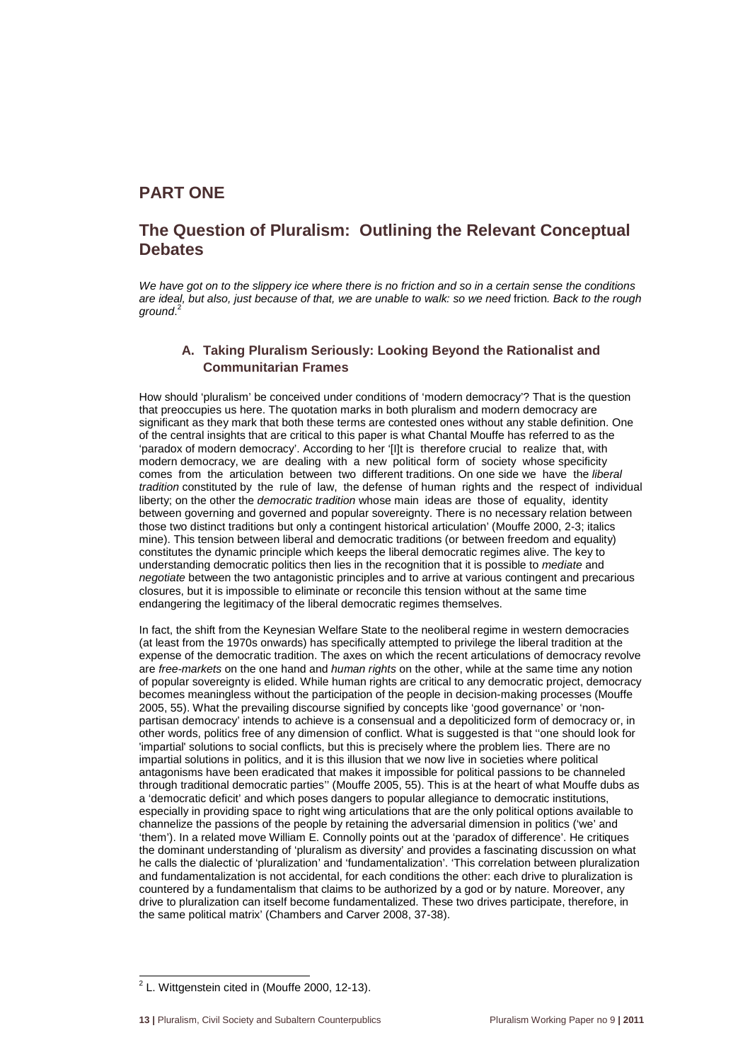## PART ONE

## The Question of Pluralism: Outlining the Relevant Conceptual Debates

*We have got on to the slippery ice where there is no friction and so in a certain sense the conditions are ideal, but also, just because of that, we are unable to walk: so we need* friction*. Back to the rough ground*.[2]

### A. Taking Pluralism Seriously: Looking Beyond the Rationalist and Communitarian Frames

How should 'pluralism' be conceived under conditions of 'modern democracy'? That is the question that preoccupies us here. The quotation marks in both pluralism and modern democracy are significant as they mark that both these terms are contested ones without any stable definition. One of the central insights that are critical to this paper is what Chantal Mouffe has referred to as the 'paradox of modern democracy'. According to her '[I]t is therefore crucial to realize that, with modern democracy, we are dealing with a new political form of society whose specificity comes from the articulation between two different traditions. On one side we have the *liberal tradition* constituted by the rule of law, the defense of human rights and the respect of individual liberty; on the other the *democratic tradition* whose main ideas are those of equality, identity between governing and governed and popular sovereignty. There is no necessary relation between those two distinct traditions but only a contingent historical articulation' (Mouffe 2000, 2-3; italics mine). This tension between liberal and democratic traditions (or between freedom and equality) constitutes the dynamic principle which keeps the liberal democratic regimes alive. The key to understanding democratic politics then lies in the recognition that it is possible to *mediate* and *negotiate* between the two antagonistic principles and to arrive at various contingent and precarious closures, but it is impossible to eliminate or reconcile this tension without at the same time endangering the legitimacy of the liberal democratic regimes themselves.

In fact, the shift from the Keynesian Welfare State to the neoliberal regime in western democracies (at least from the 1970s onwards) has specifically attempted to privilege the liberal tradition at the expense of the democratic tradition. The axes on which the recent articulations of democracy revolve are *free-markets* on the one hand and *human rights* on the other, while at the same time any notion of popular sovereignty is elided. While human rights are critical to any democratic project, democracy becomes meaningless without the participation of the people in decision-making processes (Mouffe 2005, 55). What the prevailing discourse signified by concepts like 'good governance' or 'non-partisan democracy' intends to achieve is a consensual and a depoliticized form of democracy or, in other words, politics free of any dimension of conflict. What is suggested is that ''one should look for 'impartial' solutions to social conflicts, but this is precisely where the problem lies. There are no impartial solutions in politics, and it is this illusion that we now live in societies where political antagonisms have been eradicated that makes it impossible for political passions to be channeled through traditional democratic parties'' (Mouffe 2005, 55). This is at the heart of what Mouffe dubs as a 'democratic deficit' and which poses dangers to popular allegiance to democratic institutions, especially in providing space to right wing articulations that are the only political options available to channelize the passions of the people by retaining the adversarial dimension in politics ('we' and 'them'). In a related move William E. Connolly points out at the 'paradox of difference'. He critiques the dominant understanding of 'pluralism as diversity' and provides a fascinating discussion on what he calls the dialectic of 'pluralization' and 'fundamentalization'. 'This correlation between pluralization and fundamentalization is not accidental, for each conditions the other: each drive to pluralization is countered by a fundamentalism that claims to be authorized by a god or by nature. Moreover, any drive to pluralization can itself become fundamentalized. These two drives participate, therefore, in the same political matrix' (Chambers and Carver 2008, 37-38).

---

[2] L. Wittgenstein cited in (Mouffe 2000, 12-13).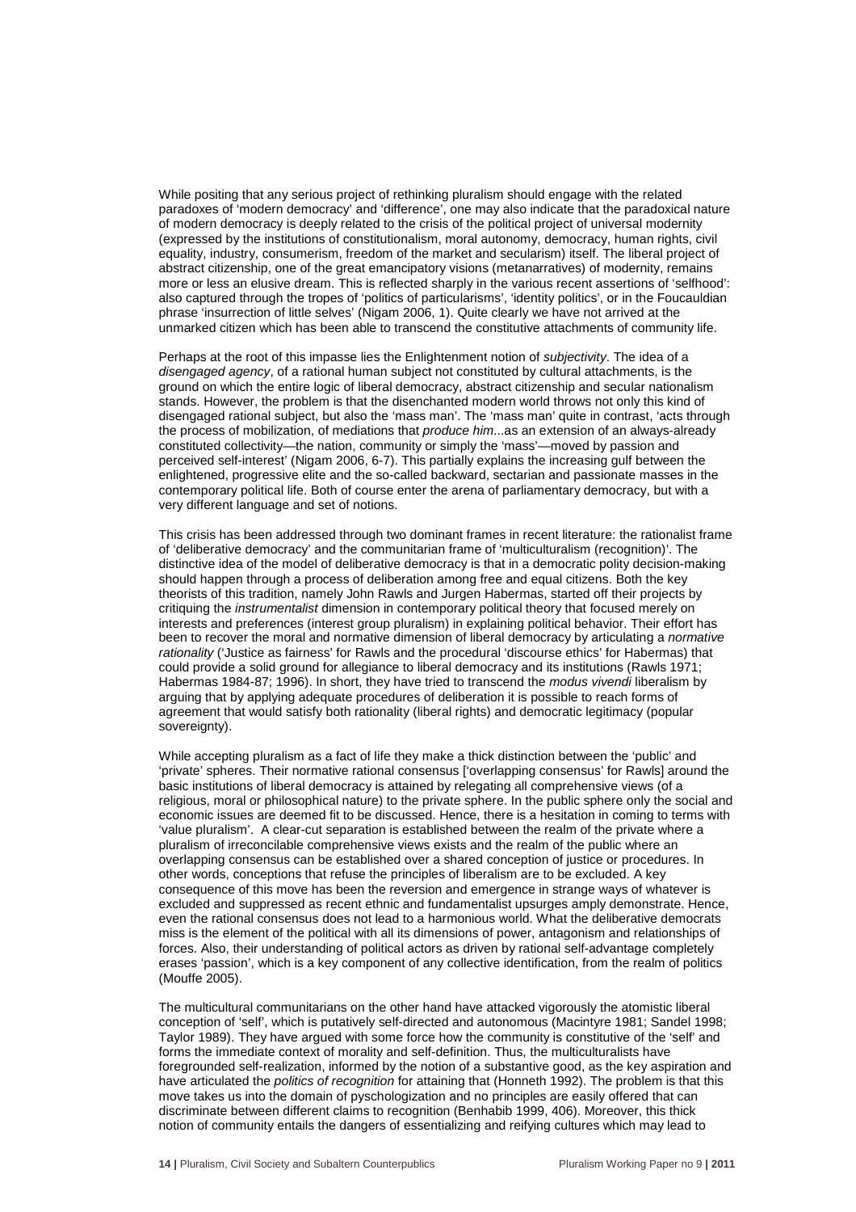While positing that any serious project of rethinking pluralism should engage with the related paradoxes of 'modern democracy' and 'difference', one may also indicate that the paradoxical nature of modern democracy is deeply related to the crisis of the political project of universal modernity (expressed by the institutions of constitutionalism, moral autonomy, democracy, human rights, civil equality, industry, consumerism, freedom of the market and secularism) itself. The liberal project of abstract citizenship, one of the great emancipatory visions (metanarratives) of modernity, remains more or less an elusive dream. This is reflected sharply in the various recent assertions of 'selfhood': also captured through the tropes of 'politics of particularisms', 'identity politics', or in the Foucauldian phrase 'insurrection of little selves' (Nigam 2006, 1). Quite clearly we have not arrived at the unmarked citizen which has been able to transcend the constitutive attachments of community life.

Perhaps at the root of this impasse lies the Enlightenment notion of *subjectivity*. The idea of a *disengaged agency*, of a rational human subject not constituted by cultural attachments, is the ground on which the entire logic of liberal democracy, abstract citizenship and secular nationalism stands. However, the problem is that the disenchanted modern world throws not only this kind of disengaged rational subject, but also the 'mass man'. The 'mass man' quite in contrast, 'acts through the process of mobilization, of mediations that *produce him*...as an extension of an always-already constituted collectivity—the nation, community or simply the 'mass'—moved by passion and perceived self-interest' (Nigam 2006, 6-7). This partially explains the increasing gulf between the enlightened, progressive elite and the so-called backward, sectarian and passionate masses in the contemporary political life. Both of course enter the arena of parliamentary democracy, but with a very different language and set of notions.

This crisis has been addressed through two dominant frames in recent literature: the rationalist frame of 'deliberative democracy' and the communitarian frame of 'multiculturalism (recognition)'. The distinctive idea of the model of deliberative democracy is that in a democratic polity decision-making should happen through a process of deliberation among free and equal citizens. Both the key theorists of this tradition, namely John Rawls and Jurgen Habermas, started off their projects by critiquing the *instrumentalist* dimension in contemporary political theory that focused merely on interests and preferences (interest group pluralism) in explaining political behavior. Their effort has been to recover the moral and normative dimension of liberal democracy by articulating a *normative rationality* ('Justice as fairness' for Rawls and the procedural 'discourse ethics' for Habermas) that could provide a solid ground for allegiance to liberal democracy and its institutions (Rawls 1971; Habermas 1984-87; 1996). In short, they have tried to transcend the *modus vivendi* liberalism by arguing that by applying adequate procedures of deliberation it is possible to reach forms of agreement that would satisfy both rationality (liberal rights) and democratic legitimacy (popular sovereignty).

While accepting pluralism as a fact of life they make a thick distinction between the 'public' and 'private' spheres. Their normative rational consensus ['overlapping consensus' for Rawls] around the basic institutions of liberal democracy is attained by relegating all comprehensive views (of a religious, moral or philosophical nature) to the private sphere. In the public sphere only the social and economic issues are deemed fit to be discussed. Hence, there is a hesitation in coming to terms with 'value pluralism'. A clear-cut separation is established between the realm of the private where a pluralism of irreconcilable comprehensive views exists and the realm of the public where an overlapping consensus can be established over a shared conception of justice or procedures. In other words, conceptions that refuse the principles of liberalism are to be excluded. A key consequence of this move has been the reversion and emergence in strange ways of whatever is excluded and suppressed as recent ethnic and fundamentalist upsurges amply demonstrate. Hence, even the rational consensus does not lead to a harmonious world. What the deliberative democrats miss is the element of the political with all its dimensions of power, antagonism and relationships of forces. Also, their understanding of political actors as driven by rational self-advantage completely erases 'passion', which is a key component of any collective identification, from the realm of politics (Mouffe 2005).

The multicultural communitarians on the other hand have attacked vigorously the atomistic liberal conception of 'self', which is putatively self-directed and autonomous (Macintyre 1981; Sandel 1998; Taylor 1989). They have argued with some force how the community is constitutive of the 'self' and forms the immediate context of morality and self-definition. Thus, the multiculturalists have foregrounded self-realization, informed by the notion of a substantive good, as the key aspiration and have articulated the *politics of recognition* for attaining that (Honneth 1992). The problem is that this move takes us into the domain of pyschologization and no principles are easily offered that can discriminate between different claims to recognition (Benhabib 1999, 406). Moreover, this thick notion of community entails the dangers of essentializing and reifying cultures which may lead to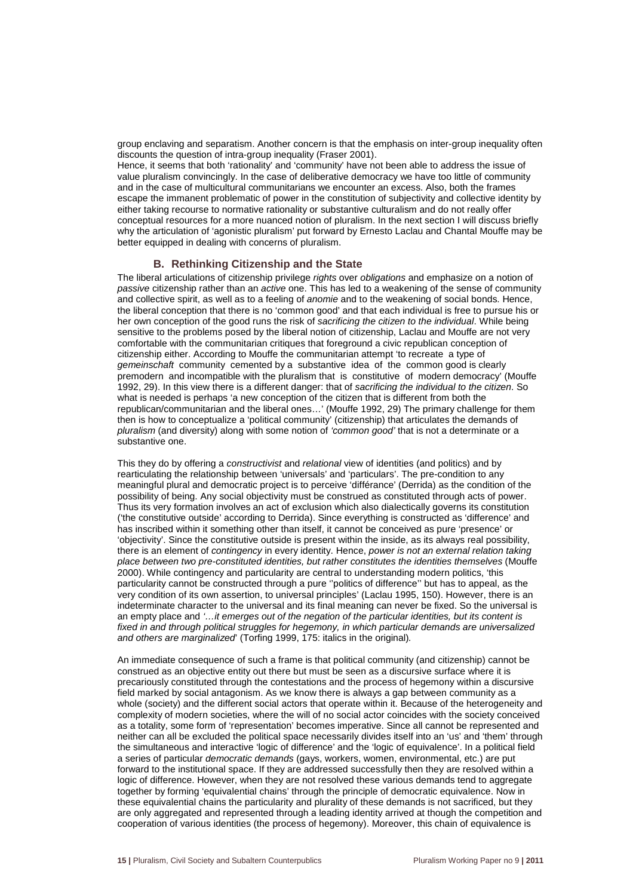group enclaving and separatism. Another concern is that the emphasis on inter-group inequality often discounts the question of intra-group inequality (Fraser 2001).

Hence, it seems that both 'rationality' and 'community' have not been able to address the issue of value pluralism convincingly. In the case of deliberative democracy we have too little of community and in the case of multicultural communitarians we encounter an excess. Also, both the frames escape the immanent problematic of power in the constitution of subjectivity and collective identity by either taking recourse to normative rationality or substantive culturalism and do not really offer conceptual resources for a more nuanced notion of pluralism. In the next section I will discuss briefly why the articulation of 'agonistic pluralism' put forward by Ernesto Laclau and Chantal Mouffe may be better equipped in dealing with concerns of pluralism.

### B. Rethinking Citizenship and the State

The liberal articulations of citizenship privilege *rights* over *obligations* and emphasize on a notion of *passive* citizenship rather than an *active* one. This has led to a weakening of the sense of community and collective spirit, as well as to a feeling of *anomie* and to the weakening of social bonds. Hence, the liberal conception that there is no 'common good' and that each individual is free to pursue his or her own conception of the good runs the risk of *sacrificing the citizen to the individual*. While being sensitive to the problems posed by the liberal notion of citizenship, Laclau and Mouffe are not very comfortable with the communitarian critiques that foreground a civic republican conception of citizenship either. According to Mouffe the communitarian attempt 'to recreate a type of *gemeinschaft* community cemented by a substantive idea of the common good is clearly premodern and incompatible with the pluralism that is constitutive of modern democracy' (Mouffe 1992, 29). In this view there is a different danger: that of *sacrificing the individual to the citizen*. So what is needed is perhaps 'a new conception of the citizen that is different from both the republican/communitarian and the liberal ones…' (Mouffe 1992, 29) The primary challenge for them then is how to conceptualize a 'political community' (citizenship) that articulates the demands of *pluralism* (and diversity) along with some notion of *'common good'* that is not a determinate or a substantive one.

This they do by offering a *constructivist* and *relational* view of identities (and politics) and by rearticulating the relationship between 'universals' and 'particulars'. The pre-condition to any meaningful plural and democratic project is to perceive 'différance' (Derrida) as the condition of the possibility of being. Any social objectivity must be construed as constituted through acts of power. Thus its very formation involves an act of exclusion which also dialectically governs its constitution ('the constitutive outside' according to Derrida). Since everything is constructed as 'difference' and has inscribed within it something other than itself, it cannot be conceived as pure 'presence' or 'objectivity'. Since the constitutive outside is present within the inside, as its always real possibility, there is an element of *contingency* in every identity. Hence, *power is not an external relation taking place between two pre-constituted identities, but rather constitutes the identities themselves* (Mouffe 2000). While contingency and particularity are central to understanding modern politics, 'this particularity cannot be constructed through a pure ''politics of difference'' but has to appeal, as the very condition of its own assertion, to universal principles' (Laclau 1995, 150). However, there is an indeterminate character to the universal and its final meaning can never be fixed. So the universal is an empty place and *'…it emerges out of the negation of the particular identities, but its content is fixed in and through political struggles for hegemony, in which particular demands are universalized and others are marginalized*' (Torfing 1999, 175: italics in the original).

An immediate consequence of such a frame is that political community (and citizenship) cannot be construed as an objective entity out there but must be seen as a discursive surface where it is precariously constituted through the contestations and the process of hegemony within a discursive field marked by social antagonism. As we know there is always a gap between community as a whole (society) and the different social actors that operate within it. Because of the heterogeneity and complexity of modern societies, where the will of no social actor coincides with the society conceived as a totality, some form of 'representation' becomes imperative. Since all cannot be represented and neither can all be excluded the political space necessarily divides itself into an 'us' and 'them' through the simultaneous and interactive 'logic of difference' and the 'logic of equivalence'. In a political field a series of particular *democratic demands* (gays, workers, women, environmental, etc.) are put forward to the institutional space. If they are addressed successfully then they are resolved within a logic of difference. However, when they are not resolved these various demands tend to aggregate together by forming 'equivalential chains' through the principle of democratic equivalence. Now in these equivalential chains the particularity and plurality of these demands is not sacrificed, but they are only aggregated and represented through a leading identity arrived at though the competition and cooperation of various identities (the process of hegemony). Moreover, this chain of equivalence is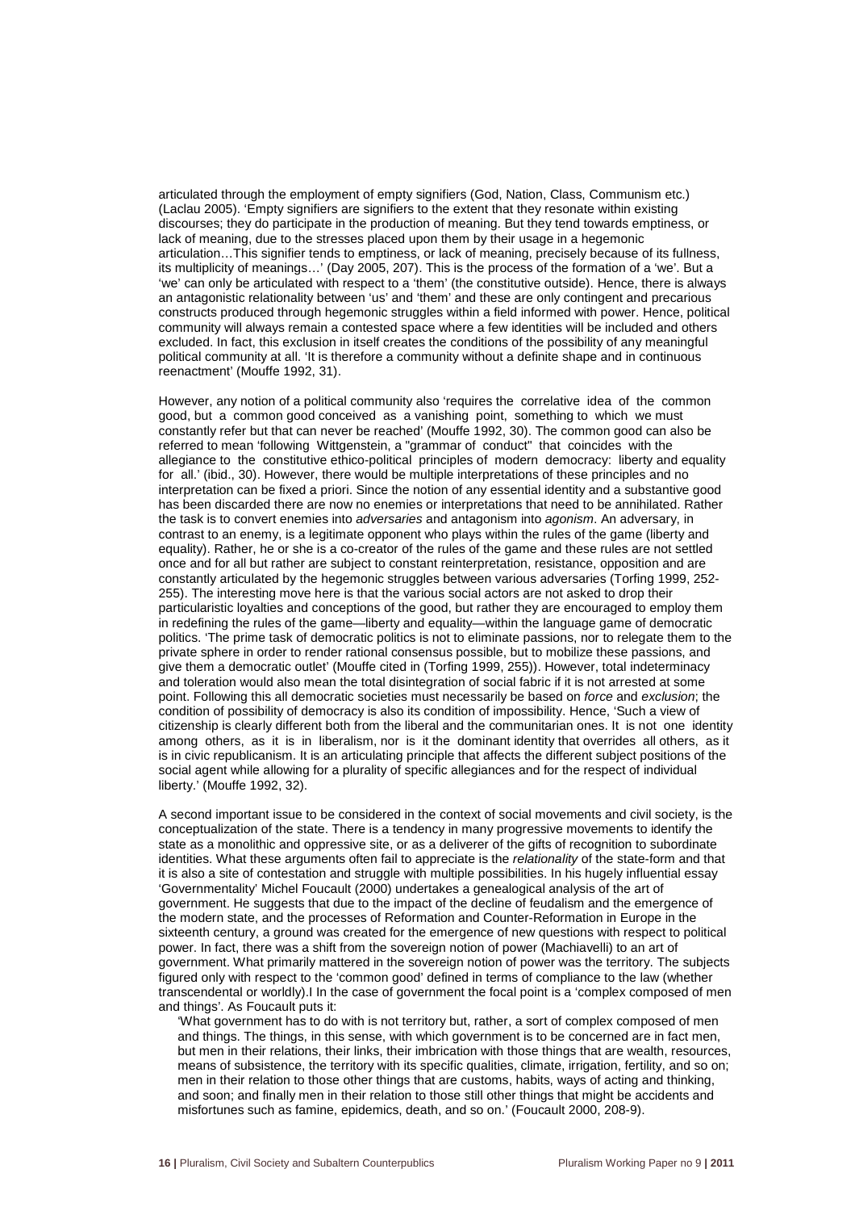articulated through the employment of empty signifiers (God, Nation, Class, Communism etc.) (Laclau 2005). 'Empty signifiers are signifiers to the extent that they resonate within existing discourses; they do participate in the production of meaning. But they tend towards emptiness, or lack of meaning, due to the stresses placed upon them by their usage in a hegemonic articulation…This signifier tends to emptiness, or lack of meaning, precisely because of its fullness, its multiplicity of meanings…' (Day 2005, 207). This is the process of the formation of a 'we'. But a 'we' can only be articulated with respect to a 'them' (the constitutive outside). Hence, there is always an antagonistic relationality between 'us' and 'them' and these are only contingent and precarious constructs produced through hegemonic struggles within a field informed with power. Hence, political community will always remain a contested space where a few identities will be included and others excluded. In fact, this exclusion in itself creates the conditions of the possibility of any meaningful political community at all. 'It is therefore a community without a definite shape and in continuous reenactment' (Mouffe 1992, 31).

However, any notion of a political community also 'requires the correlative idea of the common good, but a common good conceived as a vanishing point, something to which we must constantly refer but that can never be reached' (Mouffe 1992, 30). The common good can also be referred to mean 'following Wittgenstein, a "grammar of conduct" that coincides with the allegiance to the constitutive ethico-political principles of modern democracy: liberty and equality for all.' (ibid., 30). However, there would be multiple interpretations of these principles and no interpretation can be fixed a priori. Since the notion of any essential identity and a substantive good has been discarded there are now no enemies or interpretations that need to be annihilated. Rather the task is to convert enemies into *adversaries* and antagonism into *agonism*. An adversary, in contrast to an enemy, is a legitimate opponent who plays within the rules of the game (liberty and equality). Rather, he or she is a co-creator of the rules of the game and these rules are not settled once and for all but rather are subject to constant reinterpretation, resistance, opposition and are constantly articulated by the hegemonic struggles between various adversaries (Torfing 1999, 252-255). The interesting move here is that the various social actors are not asked to drop their particularistic loyalties and conceptions of the good, but rather they are encouraged to employ them in redefining the rules of the game—liberty and equality—within the language game of democratic politics. 'The prime task of democratic politics is not to eliminate passions, nor to relegate them to the private sphere in order to render rational consensus possible, but to mobilize these passions, and give them a democratic outlet' (Mouffe cited in (Torfing 1999, 255)). However, total indeterminacy and toleration would also mean the total disintegration of social fabric if it is not arrested at some point. Following this all democratic societies must necessarily be based on *force* and *exclusion*; the condition of possibility of democracy is also its condition of impossibility. Hence, 'Such a view of citizenship is clearly different both from the liberal and the communitarian ones. It is not one identity among others, as it is in liberalism, nor is it the dominant identity that overrides all others, as it is in civic republicanism. It is an articulating principle that affects the different subject positions of the social agent while allowing for a plurality of specific allegiances and for the respect of individual liberty.' (Mouffe 1992, 32).

A second important issue to be considered in the context of social movements and civil society, is the conceptualization of the state. There is a tendency in many progressive movements to identify the state as a monolithic and oppressive site, or as a deliverer of the gifts of recognition to subordinate identities. What these arguments often fail to appreciate is the *relationality* of the state-form and that it is also a site of contestation and struggle with multiple possibilities. In his hugely influential essay 'Governmentality' Michel Foucault (2000) undertakes a genealogical analysis of the art of government. He suggests that due to the impact of the decline of feudalism and the emergence of the modern state, and the processes of Reformation and Counter-Reformation in Europe in the sixteenth century, a ground was created for the emergence of new questions with respect to political power. In fact, there was a shift from the sovereign notion of power (Machiavelli) to an art of government. What primarily mattered in the sovereign notion of power was the territory. The subjects figured only with respect to the 'common good' defined in terms of compliance to the law (whether transcendental or worldly).I In the case of government the focal point is a 'complex composed of men and things'. As Foucault puts it:

> 'What government has to do with is not territory but, rather, a sort of complex composed of men and things. The things, in this sense, with which government is to be concerned are in fact men, but men in their relations, their links, their imbrication with those things that are wealth, resources, means of subsistence, the territory with its specific qualities, climate, irrigation, fertility, and so on; men in their relation to those other things that are customs, habits, ways of acting and thinking, and soon; and finally men in their relation to those still other things that might be accidents and misfortunes such as famine, epidemics, death, and so on.' (Foucault 2000, 208-9).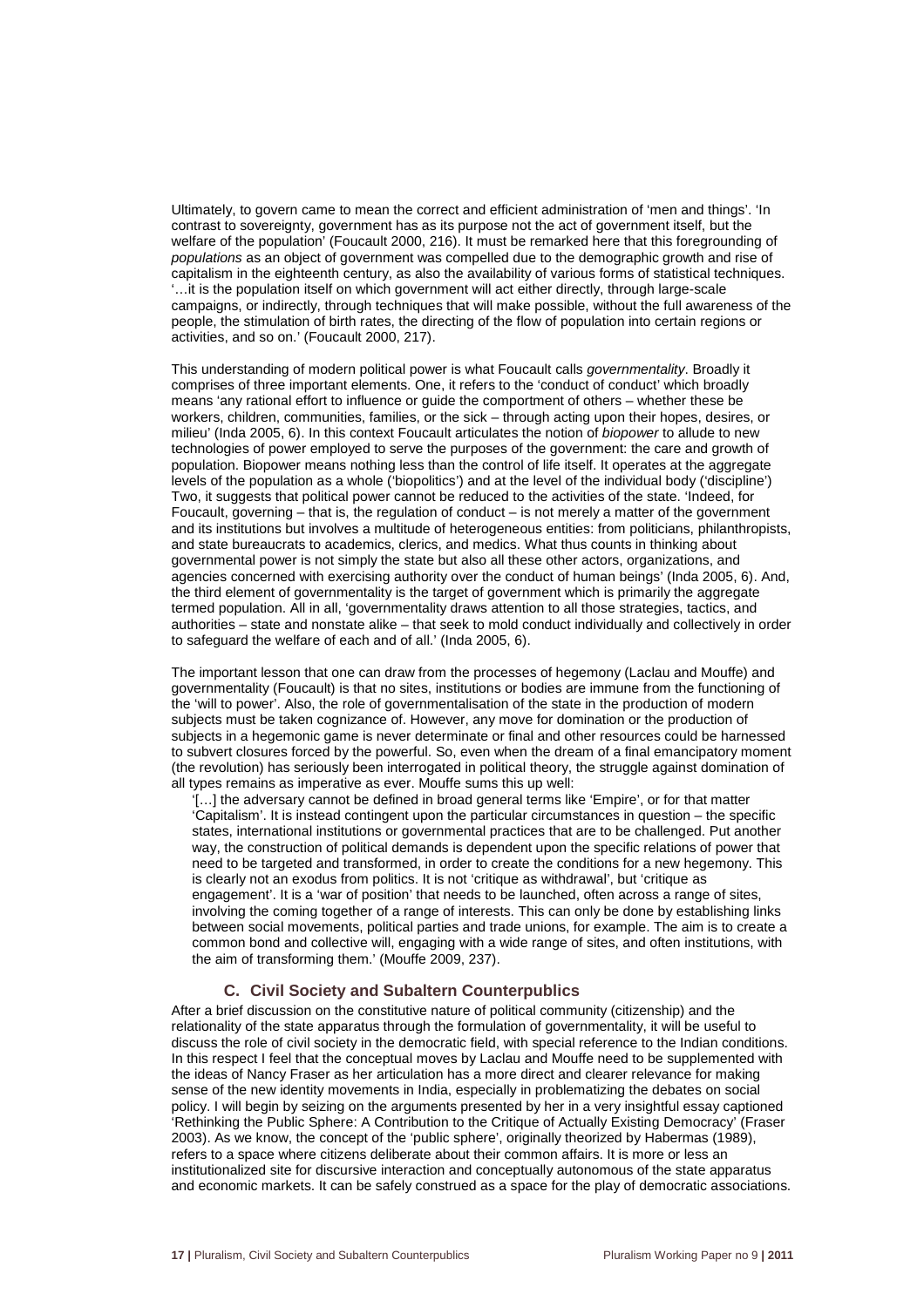Ultimately, to govern came to mean the correct and efficient administration of 'men and things'. 'In contrast to sovereignty, government has as its purpose not the act of government itself, but the welfare of the population' (Foucault 2000, 216). It must be remarked here that this foregrounding of *populations* as an object of government was compelled due to the demographic growth and rise of capitalism in the eighteenth century, as also the availability of various forms of statistical techniques. '…it is the population itself on which government will act either directly, through large-scale campaigns, or indirectly, through techniques that will make possible, without the full awareness of the people, the stimulation of birth rates, the directing of the flow of population into certain regions or activities, and so on.' (Foucault 2000, 217).

This understanding of modern political power is what Foucault calls *governmentality*. Broadly it comprises of three important elements. One, it refers to the 'conduct of conduct' which broadly means 'any rational effort to influence or guide the comportment of others – whether these be workers, children, communities, families, or the sick – through acting upon their hopes, desires, or milieu' (Inda 2005, 6). In this context Foucault articulates the notion of *biopower* to allude to new technologies of power employed to serve the purposes of the government: the care and growth of population. Biopower means nothing less than the control of life itself. It operates at the aggregate levels of the population as a whole ('biopolitics') and at the level of the individual body ('discipline') Two, it suggests that political power cannot be reduced to the activities of the state. 'Indeed, for Foucault, governing – that is, the regulation of conduct – is not merely a matter of the government and its institutions but involves a multitude of heterogeneous entities: from politicians, philanthropists, and state bureaucrats to academics, clerics, and medics. What thus counts in thinking about governmental power is not simply the state but also all these other actors, organizations, and agencies concerned with exercising authority over the conduct of human beings' (Inda 2005, 6). And, the third element of governmentality is the target of government which is primarily the aggregate termed population. All in all, 'governmentality draws attention to all those strategies, tactics, and authorities – state and nonstate alike – that seek to mold conduct individually and collectively in order to safeguard the welfare of each and of all.' (Inda 2005, 6).

The important lesson that one can draw from the processes of hegemony (Laclau and Mouffe) and governmentality (Foucault) is that no sites, institutions or bodies are immune from the functioning of the 'will to power'. Also, the role of governmentalisation of the state in the production of modern subjects must be taken cognizance of. However, any move for domination or the production of subjects in a hegemonic game is never determinate or final and other resources could be harnessed to subvert closures forced by the powerful. So, even when the dream of a final emancipatory moment (the revolution) has seriously been interrogated in political theory, the struggle against domination of all types remains as imperative as ever. Mouffe sums this up well:

> '[…] the adversary cannot be defined in broad general terms like 'Empire', or for that matter 'Capitalism'. It is instead contingent upon the particular circumstances in question – the specific states, international institutions or governmental practices that are to be challenged. Put another way, the construction of political demands is dependent upon the specific relations of power that need to be targeted and transformed, in order to create the conditions for a new hegemony. This is clearly not an exodus from politics. It is not 'critique as withdrawal', but 'critique as engagement'. It is a 'war of position' that needs to be launched, often across a range of sites, involving the coming together of a range of interests. This can only be done by establishing links between social movements, political parties and trade unions, for example. The aim is to create a common bond and collective will, engaging with a wide range of sites, and often institutions, with the aim of transforming them.' (Mouffe 2009, 237).

### C. Civil Society and Subaltern Counterpublics

After a brief discussion on the constitutive nature of political community (citizenship) and the relationality of the state apparatus through the formulation of governmentality, it will be useful to discuss the role of civil society in the democratic field, with special reference to the Indian conditions. In this respect I feel that the conceptual moves by Laclau and Mouffe need to be supplemented with the ideas of Nancy Fraser as her articulation has a more direct and clearer relevance for making sense of the new identity movements in India, especially in problematizing the debates on social policy. I will begin by seizing on the arguments presented by her in a very insightful essay captioned 'Rethinking the Public Sphere: A Contribution to the Critique of Actually Existing Democracy' (Fraser 2003). As we know, the concept of the 'public sphere', originally theorized by Habermas (1989), refers to a space where citizens deliberate about their common affairs. It is more or less an institutionalized site for discursive interaction and conceptually autonomous of the state apparatus and economic markets. It can be safely construed as a space for the play of democratic associations.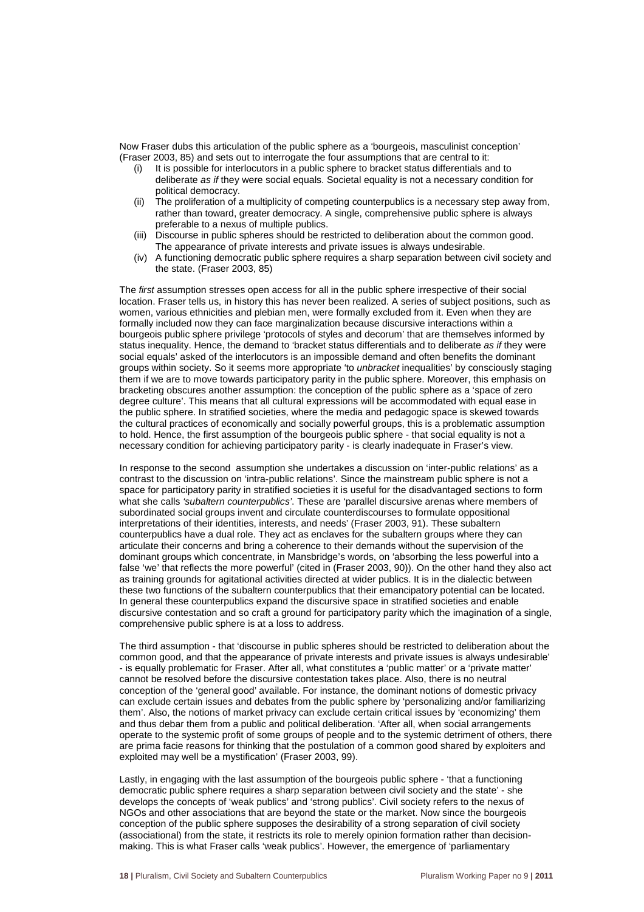Now Fraser dubs this articulation of the public sphere as a 'bourgeois, masculinist conception' (Fraser 2003, 85) and sets out to interrogate the four assumptions that are central to it:

(i) It is possible for interlocutors in a public sphere to bracket status differentials and to deliberate *as if* they were social equals. Societal equality is not a necessary condition for political democracy.

(ii) The proliferation of a multiplicity of competing counterpublics is a necessary step away from, rather than toward, greater democracy. A single, comprehensive public sphere is always preferable to a nexus of multiple publics.

(iii) Discourse in public spheres should be restricted to deliberation about the common good. The appearance of private interests and private issues is always undesirable.

(iv) A functioning democratic public sphere requires a sharp separation between civil society and the state. (Fraser 2003, 85)

The *first* assumption stresses open access for all in the public sphere irrespective of their social location. Fraser tells us, in history this has never been realized. A series of subject positions, such as women, various ethnicities and plebian men, were formally excluded from it. Even when they are formally included now they can face marginalization because discursive interactions within a bourgeois public sphere privilege 'protocols of styles and decorum' that are themselves informed by status inequality. Hence, the demand to 'bracket status differentials and to deliberate *as if* they were social equals' asked of the interlocutors is an impossible demand and often benefits the dominant groups within society. So it seems more appropriate 'to *unbracket* inequalities' by consciously staging them if we are to move towards participatory parity in the public sphere. Moreover, this emphasis on bracketing obscures another assumption: the conception of the public sphere as a 'space of zero degree culture'. This means that all cultural expressions will be accommodated with equal ease in the public sphere. In stratified societies, where the media and pedagogic space is skewed towards the cultural practices of economically and socially powerful groups, this is a problematic assumption to hold. Hence, the first assumption of the bourgeois public sphere - that social equality is not a necessary condition for achieving participatory parity - is clearly inadequate in Fraser's view.

In response to the second assumption she undertakes a discussion on 'inter-public relations' as a contrast to the discussion on 'intra-public relations'. Since the mainstream public sphere is not a space for participatory parity in stratified societies it is useful for the disadvantaged sections to form what she calls *'subaltern counterpublics'*. These are 'parallel discursive arenas where members of subordinated social groups invent and circulate counterdiscourses to formulate oppositional interpretations of their identities, interests, and needs' (Fraser 2003, 91). These subaltern counterpublics have a dual role. They act as enclaves for the subaltern groups where they can articulate their concerns and bring a coherence to their demands without the supervision of the dominant groups which concentrate, in Mansbridge's words, on 'absorbing the less powerful into a false 'we' that reflects the more powerful' (cited in (Fraser 2003, 90)). On the other hand they also act as training grounds for agitational activities directed at wider publics. It is in the dialectic between these two functions of the subaltern counterpublics that their emancipatory potential can be located. In general these counterpublics expand the discursive space in stratified societies and enable discursive contestation and so craft a ground for participatory parity which the imagination of a single, comprehensive public sphere is at a loss to address.

The third assumption - that 'discourse in public spheres should be restricted to deliberation about the common good, and that the appearance of private interests and private issues is always undesirable' - is equally problematic for Fraser. After all, what constitutes a 'public matter' or a 'private matter' cannot be resolved before the discursive contestation takes place. Also, there is no neutral conception of the 'general good' available. For instance, the dominant notions of domestic privacy can exclude certain issues and debates from the public sphere by 'personalizing and/or familiarizing them'. Also, the notions of market privacy can exclude certain critical issues by 'economizing' them and thus debar them from a public and political deliberation. 'After all, when social arrangements operate to the systemic profit of some groups of people and to the systemic detriment of others, there are prima facie reasons for thinking that the postulation of a common good shared by exploiters and exploited may well be a mystification' (Fraser 2003, 99).

Lastly, in engaging with the last assumption of the bourgeois public sphere - 'that a functioning democratic public sphere requires a sharp separation between civil society and the state' - she develops the concepts of 'weak publics' and 'strong publics'. Civil society refers to the nexus of NGOs and other associations that are beyond the state or the market. Now since the bourgeois conception of the public sphere supposes the desirability of a strong separation of civil society (associational) from the state, it restricts its role to merely opinion formation rather than decision-making. This is what Fraser calls 'weak publics'. However, the emergence of 'parliamentary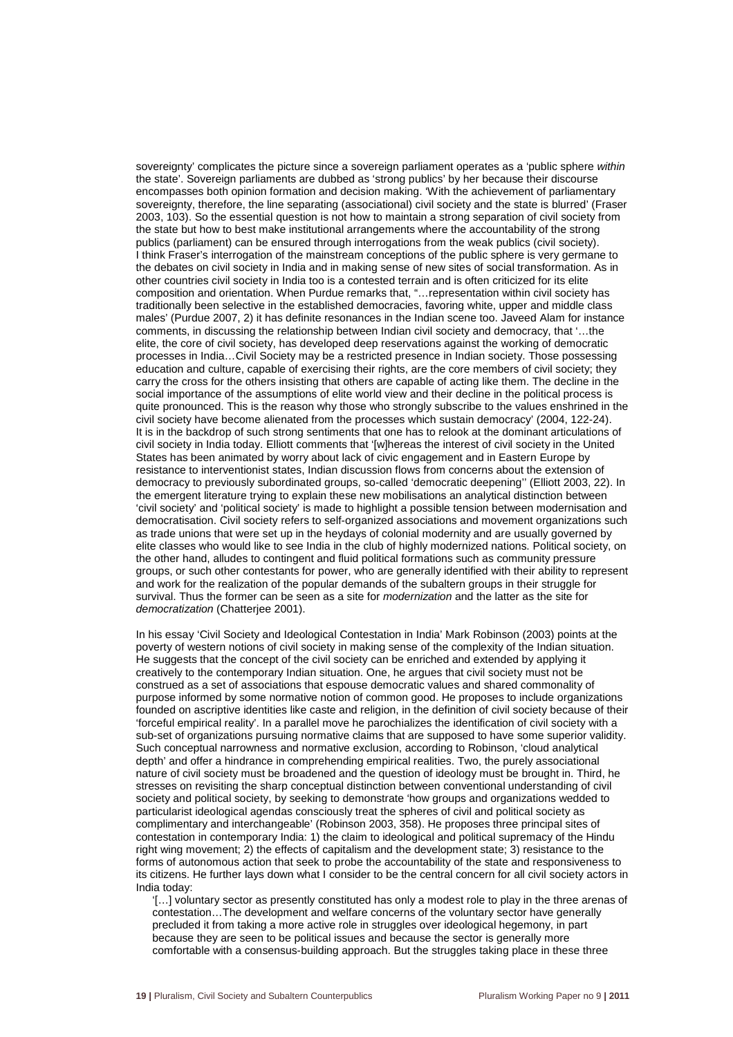sovereignty' complicates the picture since a sovereign parliament operates as a 'public sphere *within* the state'. Sovereign parliaments are dubbed as 'strong publics' by her because their discourse encompasses both opinion formation and decision making. 'With the achievement of parliamentary sovereignty, therefore, the line separating (associational) civil society and the state is blurred' (Fraser 2003, 103). So the essential question is not how to maintain a strong separation of civil society from the state but how to best make institutional arrangements where the accountability of the strong publics (parliament) can be ensured through interrogations from the weak publics (civil society).

I think Fraser's interrogation of the mainstream conceptions of the public sphere is very germane to the debates on civil society in India and in making sense of new sites of social transformation. As in other countries civil society in India too is a contested terrain and is often criticized for its elite composition and orientation. When Purdue remarks that, "…representation within civil society has traditionally been selective in the established democracies, favoring white, upper and middle class males' (Purdue 2007, 2) it has definite resonances in the Indian scene too. Javeed Alam for instance comments, in discussing the relationship between Indian civil society and democracy, that '…the elite, the core of civil society, has developed deep reservations against the working of democratic processes in India…Civil Society may be a restricted presence in Indian society. Those possessing education and culture, capable of exercising their rights, are the core members of civil society; they carry the cross for the others insisting that others are capable of acting like them. The decline in the social importance of the assumptions of elite world view and their decline in the political process is quite pronounced. This is the reason why those who strongly subscribe to the values enshrined in the civil society have become alienated from the processes which sustain democracy' (2004, 122-24).

It is in the backdrop of such strong sentiments that one has to relook at the dominant articulations of civil society in India today. Elliott comments that '[w]hereas the interest of civil society in the United States has been animated by worry about lack of civic engagement and in Eastern Europe by resistance to interventionist states, Indian discussion flows from concerns about the extension of democracy to previously subordinated groups, so-called 'democratic deepening'' (Elliott 2003, 22). In the emergent literature trying to explain these new mobilisations an analytical distinction between 'civil society' and 'political society' is made to highlight a possible tension between modernisation and democratisation. Civil society refers to self-organized associations and movement organizations such as trade unions that were set up in the heydays of colonial modernity and are usually governed by elite classes who would like to see India in the club of highly modernized nations. Political society, on the other hand, alludes to contingent and fluid political formations such as community pressure groups, or such other contestants for power, who are generally identified with their ability to represent and work for the realization of the popular demands of the subaltern groups in their struggle for survival. Thus the former can be seen as a site for *modernization* and the latter as the site for *democratization* (Chatterjee 2001).

In his essay 'Civil Society and Ideological Contestation in India' Mark Robinson (2003) points at the poverty of western notions of civil society in making sense of the complexity of the Indian situation. He suggests that the concept of the civil society can be enriched and extended by applying it creatively to the contemporary Indian situation. One, he argues that civil society must not be construed as a set of associations that espouse democratic values and shared commonality of purpose informed by some normative notion of common good. He proposes to include organizations founded on ascriptive identities like caste and religion, in the definition of civil society because of their 'forceful empirical reality'. In a parallel move he parochializes the identification of civil society with a sub-set of organizations pursuing normative claims that are supposed to have some superior validity. Such conceptual narrowness and normative exclusion, according to Robinson, 'cloud analytical depth' and offer a hindrance in comprehending empirical realities. Two, the purely associational nature of civil society must be broadened and the question of ideology must be brought in. Third, he stresses on revisiting the sharp conceptual distinction between conventional understanding of civil society and political society, by seeking to demonstrate 'how groups and organizations wedded to particularist ideological agendas consciously treat the spheres of civil and political society as complimentary and interchangeable' (Robinson 2003, 358). He proposes three principal sites of contestation in contemporary India: 1) the claim to ideological and political supremacy of the Hindu right wing movement; 2) the effects of capitalism and the development state; 3) resistance to the forms of autonomous action that seek to probe the accountability of the state and responsiveness to its citizens. He further lays down what I consider to be the central concern for all civil society actors in India today:

> '[…] voluntary sector as presently constituted has only a modest role to play in the three arenas of contestation…The development and welfare concerns of the voluntary sector have generally precluded it from taking a more active role in struggles over ideological hegemony, in part because they are seen to be political issues and because the sector is generally more comfortable with a consensus-building approach. But the struggles taking place in these three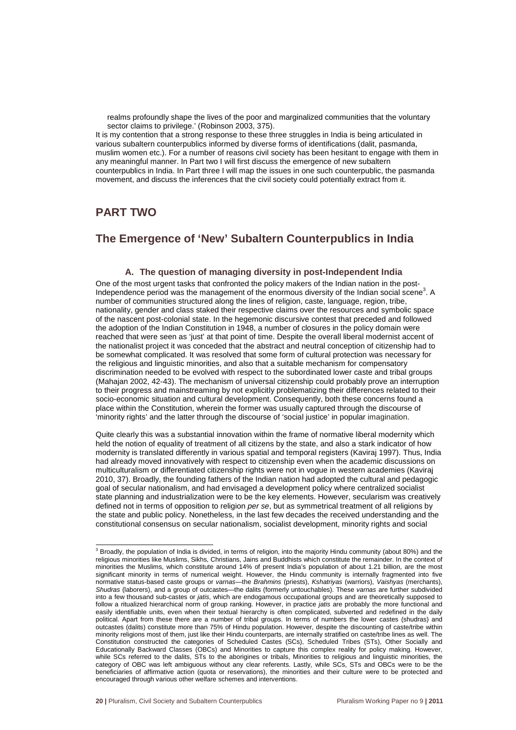realms profoundly shape the lives of the poor and marginalized communities that the voluntary sector claims to privilege.' (Robinson 2003, 375).

It is my contention that a strong response to these three struggles in India is being articulated in various subaltern counterpublics informed by diverse forms of identifications (dalit, pasmanda, muslim women etc.). For a number of reasons civil society has been hesitant to engage with them in any meaningful manner. In Part two I will first discuss the emergence of new subaltern counterpublics in India. In Part three I will map the issues in one such counterpublic, the pasmanda movement, and discuss the inferences that the civil society could potentially extract from it.

# PART TWO

## The Emergence of 'New' Subaltern Counterpublics in India

### A. The question of managing diversity in post-Independent India

One of the most urgent tasks that confronted the policy makers of the Indian nation in the post-Independence period was the management of the enormous diversity of the Indian social scene[3]. A number of communities structured along the lines of religion, caste, language, region, tribe, nationality, gender and class staked their respective claims over the resources and symbolic space of the nascent post-colonial state. In the hegemonic discursive contest that preceded and followed the adoption of the Indian Constitution in 1948, a number of closures in the policy domain were reached that were seen as 'just' at that point of time. Despite the overall liberal modernist accent of the nationalist project it was conceded that the abstract and neutral conception of citizenship had to be somewhat complicated. It was resolved that some form of cultural protection was necessary for the religious and linguistic minorities, and also that a suitable mechanism for compensatory discrimination needed to be evolved with respect to the subordinated lower caste and tribal groups (Mahajan 2002, 42-43). The mechanism of universal citizenship could probably prove an interruption to their progress and mainstreaming by not explicitly problematizing their differences related to their socio-economic situation and cultural development. Consequently, both these concerns found a place within the Constitution, wherein the former was usually captured through the discourse of 'minority rights' and the latter through the discourse of 'social justice' in popular imagination.

Quite clearly this was a substantial innovation within the frame of normative liberal modernity which held the notion of equality of treatment of all citizens by the state, and also a stark indicator of how modernity is translated differently in various spatial and temporal registers (Kaviraj 1997). Thus, India had already moved innovatively with respect to citizenship even when the academic discussions on multiculturalism or differentiated citizenship rights were not in vogue in western academies (Kaviraj 2010, 37). Broadly, the founding fathers of the Indian nation had adopted the cultural and pedagogic goal of secular nationalism, and had envisaged a development policy where centralized socialist state planning and industrialization were to be the key elements. However, secularism was creatively defined not in terms of opposition to religion *per se*, but as symmetrical treatment of all religions by the state and public policy. Nonetheless, in the last few decades the received understanding and the constitutional consensus on secular nationalism, socialist development, minority rights and social

---

[3] Broadly, the population of India is divided, in terms of religion, into the majority Hindu community (about 80%) and the religious minorities like Muslims, Sikhs, Christians, Jains and Buddhists which constitute the remainder. In the context of minorities the Muslims, which constitute around 14% of present India's population of about 1.21 billion, are the most significant minority in terms of numerical weight. However, the Hindu community is internally fragmented into five normative status-based caste groups or *varnas*—the *Brahmins* (priests), *Kshatriyas* (warriors), *Vaishyas* (merchants), *Shudras* (laborers), and a group of outcastes—the dalits (formerly untouchables). These *varnas* are further subdivided into a few thousand sub-castes or *jatis*, which are endogamous occupational groups and are theoretically supposed to follow a ritualized hierarchical norm of group ranking. However, in practice *jatis* are probably the more functional and easily identifiable units, even when their textual hierarchy is often complicated, subverted and redefined in the daily political. Apart from these there are a number of tribal groups. In terms of numbers the lower castes (shudras) and outcastes (dalits) constitute more than 75% of Hindu population. However, despite the discounting of caste/tribe within minority religions most of them, just like their Hindu counterparts, are internally stratified on caste/tribe lines as well. The Constitution constructed the categories of Scheduled Castes (SCs), Scheduled Tribes (STs), Other Socially and Educationally Backward Classes (OBCs) and Minorities to capture this complex reality for policy making. However, while SCs referred to the dalits, STs to the aborigines or tribals, Minorities to religious and linguistic minorities, the category of OBC was left ambiguous without any clear referents. Lastly, while SCs, STs and OBCs were to be the beneficiaries of affirmative action (quota or reservations), the minorities and their culture were to be protected and encouraged through various other welfare schemes and interventions.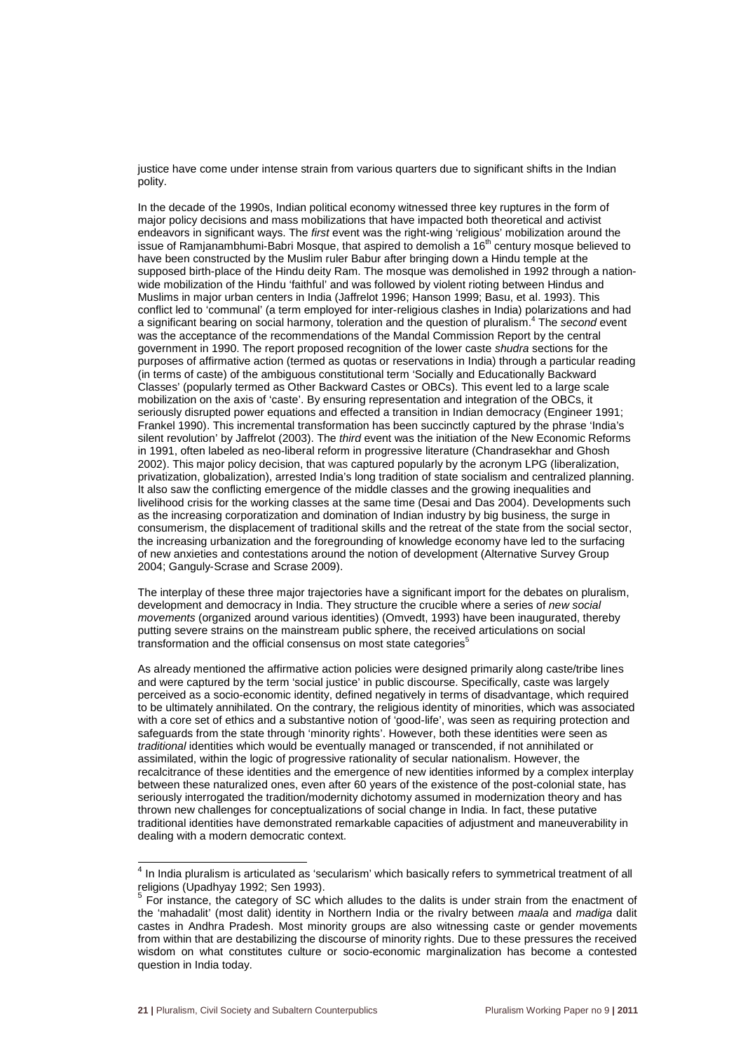justice have come under intense strain from various quarters due to significant shifts in the Indian polity.

In the decade of the 1990s, Indian political economy witnessed three key ruptures in the form of major policy decisions and mass mobilizations that have impacted both theoretical and activist endeavors in significant ways. The *first* event was the right-wing 'religious' mobilization around the issue of Ramjanambhumi-Babri Mosque, that aspired to demolish a 16th century mosque believed to have been constructed by the Muslim ruler Babur after bringing down a Hindu temple at the supposed birth-place of the Hindu deity Ram. The mosque was demolished in 1992 through a nation-wide mobilization of the Hindu 'faithful' and was followed by violent rioting between Hindus and Muslims in major urban centers in India (Jaffrelot 1996; Hanson 1999; Basu, et al. 1993). This conflict led to 'communal' (a term employed for inter-religious clashes in India) polarizations and had a significant bearing on social harmony, toleration and the question of pluralism.[4] The *second* event was the acceptance of the recommendations of the Mandal Commission Report by the central government in 1990. The report proposed recognition of the lower caste *shudra* sections for the purposes of affirmative action (termed as quotas or reservations in India) through a particular reading (in terms of caste) of the ambiguous constitutional term 'Socially and Educationally Backward Classes' (popularly termed as Other Backward Castes or OBCs). This event led to a large scale mobilization on the axis of 'caste'. By ensuring representation and integration of the OBCs, it seriously disrupted power equations and effected a transition in Indian democracy (Engineer 1991; Frankel 1990). This incremental transformation has been succinctly captured by the phrase 'India's silent revolution' by Jaffrelot (2003). The *third* event was the initiation of the New Economic Reforms in 1991, often labeled as neo-liberal reform in progressive literature (Chandrasekhar and Ghosh 2002). This major policy decision, that was captured popularly by the acronym LPG (liberalization, privatization, globalization), arrested India's long tradition of state socialism and centralized planning. It also saw the conflicting emergence of the middle classes and the growing inequalities and livelihood crisis for the working classes at the same time (Desai and Das 2004). Developments such as the increasing corporatization and domination of Indian industry by big business, the surge in consumerism, the displacement of traditional skills and the retreat of the state from the social sector, the increasing urbanization and the foregrounding of knowledge economy have led to the surfacing of new anxieties and contestations around the notion of development (Alternative Survey Group 2004; Ganguly-Scrase and Scrase 2009).

The interplay of these three major trajectories have a significant import for the debates on pluralism, development and democracy in India. They structure the crucible where a series of *new social movements* (organized around various identities) (Omvedt, 1993) have been inaugurated, thereby putting severe strains on the mainstream public sphere, the received articulations on social transformation and the official consensus on most state categories[5]

As already mentioned the affirmative action policies were designed primarily along caste/tribe lines and were captured by the term 'social justice' in public discourse. Specifically, caste was largely perceived as a socio-economic identity, defined negatively in terms of disadvantage, which required to be ultimately annihilated. On the contrary, the religious identity of minorities, which was associated with a core set of ethics and a substantive notion of 'good-life', was seen as requiring protection and safeguards from the state through 'minority rights'. However, both these identities were seen as *traditional* identities which would be eventually managed or transcended, if not annihilated or assimilated, within the logic of progressive rationality of secular nationalism. However, the recalcitrance of these identities and the emergence of new identities informed by a complex interplay between these naturalized ones, even after 60 years of the existence of the post-colonial state, has seriously interrogated the tradition/modernity dichotomy assumed in modernization theory and has thrown new challenges for conceptualizations of social change in India. In fact, these putative traditional identities have demonstrated remarkable capacities of adjustment and maneuverability in dealing with a modern democratic context.

---

[4] In India pluralism is articulated as 'secularism' which basically refers to symmetrical treatment of all religions (Upadhyay 1992; Sen 1993).

[5] For instance, the category of SC which alludes to the dalits is under strain from the enactment of the 'mahadalit' (most dalit) identity in Northern India or the rivalry between *maala* and *madiga* dalit castes in Andhra Pradesh. Most minority groups are also witnessing caste or gender movements from within that are destabilizing the discourse of minority rights. Due to these pressures the received wisdom on what constitutes culture or socio-economic marginalization has become a contested question in India today.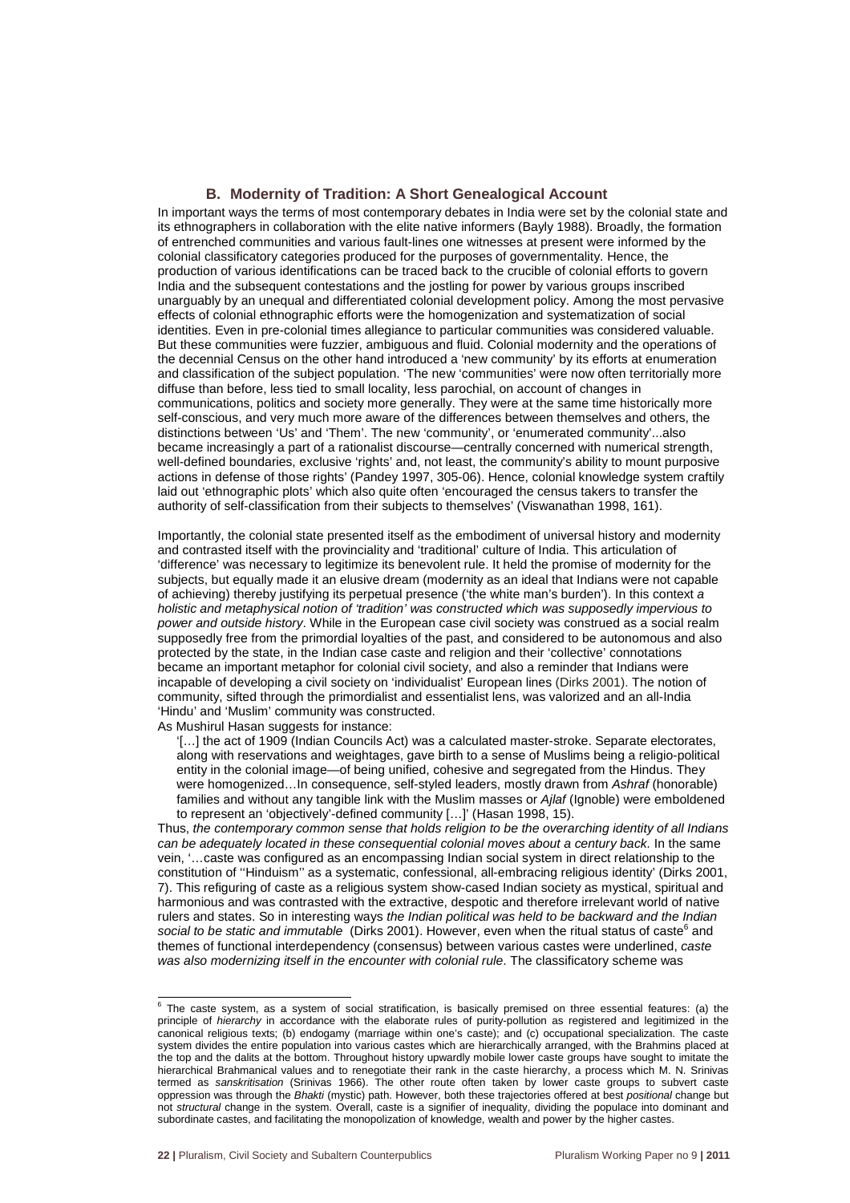### B. Modernity of Tradition: A Short Genealogical Account

In important ways the terms of most contemporary debates in India were set by the colonial state and its ethnographers in collaboration with the elite native informers (Bayly 1988). Broadly, the formation of entrenched communities and various fault-lines one witnesses at present were informed by the colonial classificatory categories produced for the purposes of governmentality. Hence, the production of various identifications can be traced back to the crucible of colonial efforts to govern India and the subsequent contestations and the jostling for power by various groups inscribed unarguably by an unequal and differentiated colonial development policy. Among the most pervasive effects of colonial ethnographic efforts were the homogenization and systematization of social identities. Even in pre-colonial times allegiance to particular communities was considered valuable. But these communities were fuzzier, ambiguous and fluid. Colonial modernity and the operations of the decennial Census on the other hand introduced a 'new community' by its efforts at enumeration and classification of the subject population. 'The new 'communities' were now often territorially more diffuse than before, less tied to small locality, less parochial, on account of changes in communications, politics and society more generally. They were at the same time historically more self-conscious, and very much more aware of the differences between themselves and others, the distinctions between 'Us' and 'Them'. The new 'community', or 'enumerated community'...also became increasingly a part of a rationalist discourse—centrally concerned with numerical strength, well-defined boundaries, exclusive 'rights' and, not least, the community's ability to mount purposive actions in defense of those rights' (Pandey 1997, 305-06). Hence, colonial knowledge system craftily laid out 'ethnographic plots' which also quite often 'encouraged the census takers to transfer the authority of self-classification from their subjects to themselves' (Viswanathan 1998, 161).

Importantly, the colonial state presented itself as the embodiment of universal history and modernity and contrasted itself with the provinciality and 'traditional' culture of India. This articulation of 'difference' was necessary to legitimize its benevolent rule. It held the promise of modernity for the subjects, but equally made it an elusive dream (modernity as an ideal that Indians were not capable of achieving) thereby justifying its perpetual presence ('the white man's burden'). In this context *a holistic and metaphysical notion of 'tradition' was constructed which was supposedly impervious to power and outside history*. While in the European case civil society was construed as a social realm supposedly free from the primordial loyalties of the past, and considered to be autonomous and also protected by the state, in the Indian case caste and religion and their 'collective' connotations became an important metaphor for colonial civil society, and also a reminder that Indians were incapable of developing a civil society on 'individualist' European lines (Dirks 2001). The notion of community, sifted through the primordialist and essentialist lens, was valorized and an all-India 'Hindu' and 'Muslim' community was constructed.

As Mushirul Hasan suggests for instance:

> '[…] the act of 1909 (Indian Councils Act) was a calculated master-stroke. Separate electorates, along with reservations and weightages, gave birth to a sense of Muslims being a religio-political entity in the colonial image—of being unified, cohesive and segregated from the Hindus. They were homogenized…In consequence, self-styled leaders, mostly drawn from *Ashraf* (honorable) families and without any tangible link with the Muslim masses or *Ajlaf* (Ignoble) were emboldened to represent an 'objectively'-defined community […]' (Hasan 1998, 15).

Thus, *the contemporary common sense that holds religion to be the overarching identity of all Indians can be adequately located in these consequential colonial moves about a century back.* In the same vein, '…caste was configured as an encompassing Indian social system in direct relationship to the constitution of ''Hinduism'' as a systematic, confessional, all-embracing religious identity' (Dirks 2001, 7). This refiguring of caste as a religious system show-cased Indian society as mystical, spiritual and harmonious and was contrasted with the extractive, despotic and therefore irrelevant world of native rulers and states. So in interesting ways *the Indian political was held to be backward and the Indian social to be static and immutable* (Dirks 2001). However, even when the ritual status of caste[6] and themes of functional interdependency (consensus) between various castes were underlined, *caste was also modernizing itself in the encounter with colonial rule*. The classificatory scheme was

---

[6] The caste system, as a system of social stratification, is basically premised on three essential features: (a) the principle of *hierarchy* in accordance with the elaborate rules of purity-pollution as registered and legitimized in the canonical religious texts; (b) endogamy (marriage within one's caste); and (c) occupational specialization. The caste system divides the entire population into various castes which are hierarchically arranged, with the Brahmins placed at the top and the dalits at the bottom. Throughout history upwardly mobile lower caste groups have sought to imitate the hierarchical Brahmanical values and to renegotiate their rank in the caste hierarchy, a process which M. N. Srinivas termed as *sanskritisation* (Srinivas 1966). The other route often taken by lower caste groups to subvert caste oppression was through the *Bhakti* (mystic) path. However, both these trajectories offered at best *positional* change but not *structural* change in the system. Overall, caste is a signifier of inequality, dividing the populace into dominant and subordinate castes, and facilitating the monopolization of knowledge, wealth and power by the higher castes.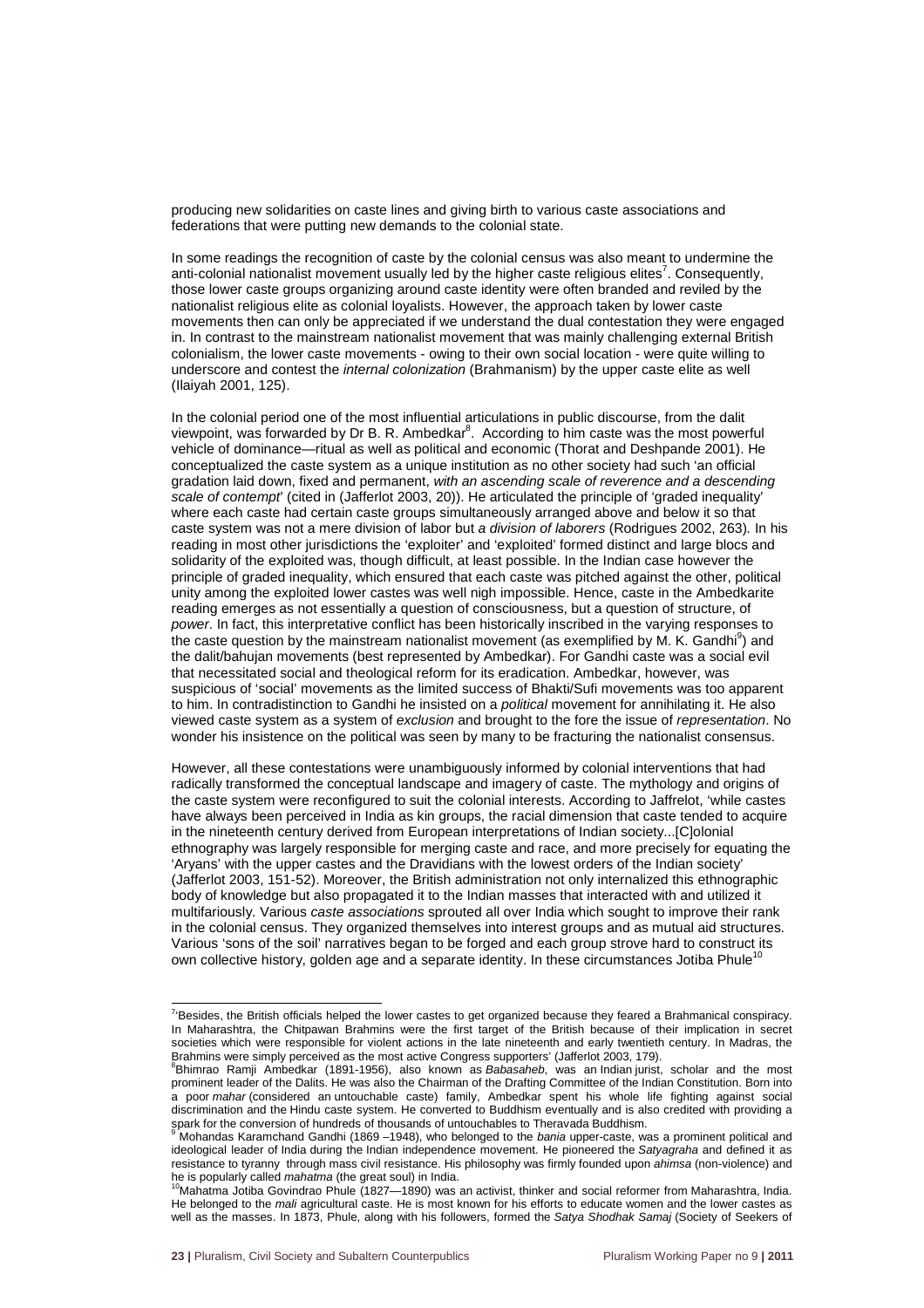producing new solidarities on caste lines and giving birth to various caste associations and federations that were putting new demands to the colonial state.

In some readings the recognition of caste by the colonial census was also meant to undermine the anti-colonial nationalist movement usually led by the higher caste religious elites[7]. Consequently, those lower caste groups organizing around caste identity were often branded and reviled by the nationalist religious elite as colonial loyalists. However, the approach taken by lower caste movements then can only be appreciated if we understand the dual contestation they were engaged in. In contrast to the mainstream nationalist movement that was mainly challenging external British colonialism, the lower caste movements - owing to their own social location - were quite willing to underscore and contest the *internal colonization* (Brahmanism) by the upper caste elite as well (Ilaiyah 2001, 125).

In the colonial period one of the most influential articulations in public discourse, from the dalit viewpoint, was forwarded by Dr B. R. Ambedkar[8]. According to him caste was the most powerful vehicle of dominance—ritual as well as political and economic (Thorat and Deshpande 2001). He conceptualized the caste system as a unique institution as no other society had such 'an official gradation laid down, fixed and permanent, *with an ascending scale of reverence and a descending scale of contempt*' (cited in (Jafferlot 2003, 20)). He articulated the principle of 'graded inequality' where each caste had certain caste groups simultaneously arranged above and below it so that caste system was not a mere division of labor but *a division of laborers* (Rodrigues 2002, 263). In his reading in most other jurisdictions the 'exploiter' and 'exploited' formed distinct and large blocs and solidarity of the exploited was, though difficult, at least possible. In the Indian case however the principle of graded inequality, which ensured that each caste was pitched against the other, political unity among the exploited lower castes was well nigh impossible. Hence, caste in the Ambedkarite reading emerges as not essentially a question of consciousness, but a question of structure, of *power*. In fact, this interpretative conflict has been historically inscribed in the varying responses to the caste question by the mainstream nationalist movement (as exemplified by M. K. Gandhi[9]) and the dalit/bahujan movements (best represented by Ambedkar). For Gandhi caste was a social evil that necessitated social and theological reform for its eradication. Ambedkar, however, was suspicious of 'social' movements as the limited success of Bhakti/Sufi movements was too apparent to him. In contradistinction to Gandhi he insisted on a *political* movement for annihilating it. He also viewed caste system as a system of *exclusion* and brought to the fore the issue of *representation*. No wonder his insistence on the political was seen by many to be fracturing the nationalist consensus.

However, all these contestations were unambiguously informed by colonial interventions that had radically transformed the conceptual landscape and imagery of caste. The mythology and origins of the caste system were reconfigured to suit the colonial interests. According to Jaffrelot, 'while castes have always been perceived in India as kin groups, the racial dimension that caste tended to acquire in the nineteenth century derived from European interpretations of Indian society...[C]olonial ethnography was largely responsible for merging caste and race, and more precisely for equating the 'Aryans' with the upper castes and the Dravidians with the lowest orders of the Indian society' (Jafferlot 2003, 151-52). Moreover, the British administration not only internalized this ethnographic body of knowledge but also propagated it to the Indian masses that interacted with and utilized it multifariously. Various *caste associations* sprouted all over India which sought to improve their rank in the colonial census. They organized themselves into interest groups and as mutual aid structures. Various 'sons of the soil' narratives began to be forged and each group strove hard to construct its own collective history, golden age and a separate identity. In these circumstances Jotiba Phule[10]

---

[7] 'Besides, the British officials helped the lower castes to get organized because they feared a Brahmanical conspiracy. In Maharashtra, the Chitpawan Brahmins were the first target of the British because of their implication in secret societies which were responsible for violent actions in the late nineteenth and early twentieth century. In Madras, the Brahmins were simply perceived as the most active Congress supporters' (Jafferlot 2003, 179).

[8] Bhimrao Ramji Ambedkar (1891-1956), also known as *Babasaheb*, was an Indian jurist, scholar and the most prominent leader of the Dalits. He was also the Chairman of the Drafting Committee of the Indian Constitution. Born into a poor *mahar* (considered an untouchable caste) family, Ambedkar spent his whole life fighting against social discrimination and the Hindu caste system. He converted to Buddhism eventually and is also credited with providing a spark for the conversion of hundreds of thousands of untouchables to Theravada Buddhism.

[9] Mohandas Karamchand Gandhi (1869 –1948), who belonged to the *bania* upper-caste, was a prominent political and ideological leader of India during the Indian independence movement. He pioneered the *Satyagraha* and defined it as resistance to tyranny through mass civil resistance. His philosophy was firmly founded upon *ahimsa* (non-violence) and he is popularly called *mahatma* (the great soul) in India.

[10] Mahatma Jotiba Govindrao Phule (1827—1890) was an activist, thinker and social reformer from Maharashtra, India. He belonged to the *mali* agricultural caste. He is most known for his efforts to educate women and the lower castes as well as the masses. In 1873, Phule, along with his followers, formed the *Satya Shodhak Samaj* (Society of Seekers of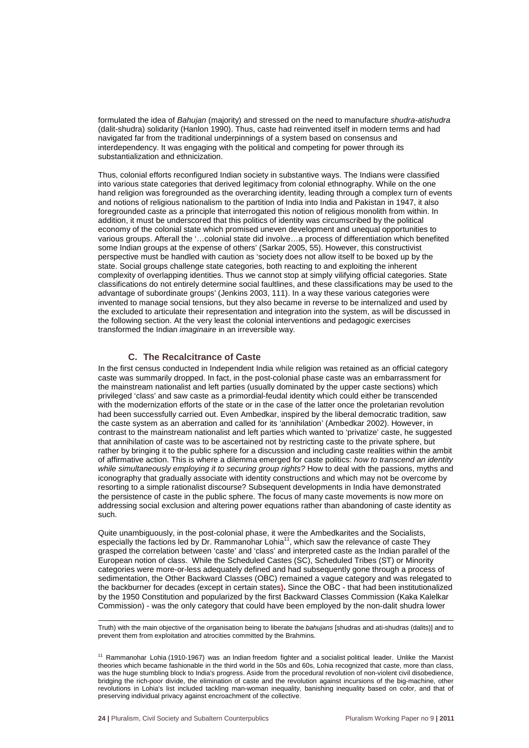formulated the idea of *Bahujan* (majority) and stressed on the need to manufacture *shudra-atishudra* (dalit-shudra) solidarity (Hanlon 1990). Thus, caste had reinvented itself in modern terms and had navigated far from the traditional underpinnings of a system based on consensus and interdependency. It was engaging with the political and competing for power through its substantialization and ethnicization.

Thus, colonial efforts reconfigured Indian society in substantive ways. The Indians were classified into various state categories that derived legitimacy from colonial ethnography. While on the one hand religion was foregrounded as the overarching identity, leading through a complex turn of events and notions of religious nationalism to the partition of India into India and Pakistan in 1947, it also foregrounded caste as a principle that interrogated this notion of religious monolith from within. In addition, it must be underscored that this politics of identity was circumscribed by the political economy of the colonial state which promised uneven development and unequal opportunities to various groups. Afterall the '…colonial state did involve…a process of differentiation which benefited some Indian groups at the expense of others' (Sarkar 2005, 55). However, this constructivist perspective must be handled with caution as 'society does not allow itself to be boxed up by the state. Social groups challenge state categories, both reacting to and exploiting the inherent complexity of overlapping identities. Thus we cannot stop at simply vilifying official categories. State classifications do not entirely determine social faultlines, and these classifications may be used to the advantage of subordinate groups' (Jenkins 2003, 111). In a way these various categories were invented to manage social tensions, but they also became in reverse to be internalized and used by the excluded to articulate their representation and integration into the system, as will be discussed in the following section. At the very least the colonial interventions and pedagogic exercises transformed the Indian *imaginaire* in an irreversible way.

### C. The Recalcitrance of Caste

In the first census conducted in Independent India while religion was retained as an official category caste was summarily dropped. In fact, in the post-colonial phase caste was an embarrassment for the mainstream nationalist and left parties (usually dominated by the upper caste sections) which privileged 'class' and saw caste as a primordial-feudal identity which could either be transcended with the modernization efforts of the state or in the case of the latter once the proletarian revolution had been successfully carried out. Even Ambedkar, inspired by the liberal democratic tradition, saw the caste system as an aberration and called for its 'annihilation' (Ambedkar 2002). However, in contrast to the mainstream nationalist and left parties which wanted to 'privatize' caste, he suggested that annihilation of caste was to be ascertained not by restricting caste to the private sphere, but rather by bringing it to the public sphere for a discussion and including caste realities within the ambit of affirmative action. This is where a dilemma emerged for caste politics: *how to transcend an identity while simultaneously employing it to securing group rights?* How to deal with the passions, myths and iconography that gradually associate with identity constructions and which may not be overcome by resorting to a simple rationalist discourse? Subsequent developments in India have demonstrated the persistence of caste in the public sphere. The focus of many caste movements is now more on addressing social exclusion and altering power equations rather than abandoning of caste identity as such.

Quite unambiguously, in the post-colonial phase, it were the Ambedkarites and the Socialists, especially the factions led by Dr. Rammanohar Lohia[11], which saw the relevance of caste They grasped the correlation between 'caste' and 'class' and interpreted caste as the Indian parallel of the European notion of class. While the Scheduled Castes (SC), Scheduled Tribes (ST) or Minority categories were more-or-less adequately defined and had subsequently gone through a process of sedimentation, the Other Backward Classes (OBC) remained a vague category and was relegated to the backburner for decades (except in certain states). Since the OBC - that had been institutionalized by the 1950 Constitution and popularized by the first Backward Classes Commission (Kaka Kalelkar Commission) - was the only category that could have been employed by the non-dalit shudra lower

---

Truth) with the main objective of the organisation being to liberate the *bahujans* [shudras and ati-shudras (dalits)] and to prevent them from exploitation and atrocities committed by the Brahmins.

[11] Rammanohar Lohia (1910-1967) was an Indian freedom fighter and a socialist political leader. Unlike the Marxist theories which became fashionable in the third world in the 50s and 60s, Lohia recognized that caste, more than class, was the huge stumbling block to India's progress. Aside from the procedural revolution of non-violent civil disobedience, bridging the rich-poor divide, the elimination of caste and the revolution against incursions of the big-machine, other revolutions in Lohia's list included tackling man-woman inequality, banishing inequality based on color, and that of preserving individual privacy against encroachment of the collective.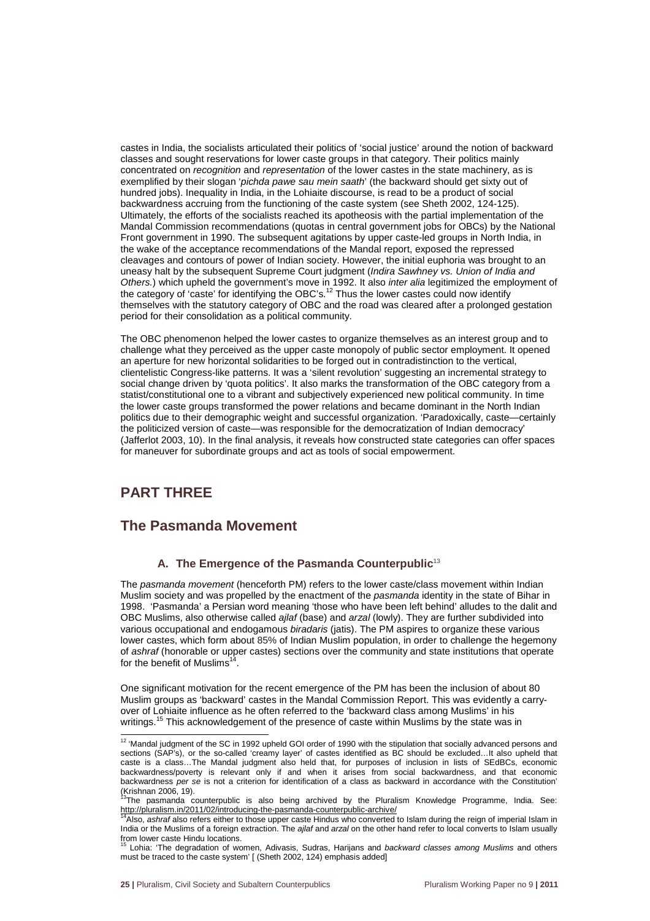castes in India, the socialists articulated their politics of 'social justice' around the notion of backward classes and sought reservations for lower caste groups in that category. Their politics mainly concentrated on *recognition* and *representation* of the lower castes in the state machinery, as is exemplified by their slogan '*pichda pawe sau mein saath*' (the backward should get sixty out of hundred jobs). Inequality in India, in the Lohiaite discourse, is read to be a product of social backwardness accruing from the functioning of the caste system (see Sheth 2002, 124-125). Ultimately, the efforts of the socialists reached its apotheosis with the partial implementation of the Mandal Commission recommendations (quotas in central government jobs for OBCs) by the National Front government in 1990. The subsequent agitations by upper caste-led groups in North India, in the wake of the acceptance recommendations of the Mandal report, exposed the repressed cleavages and contours of power of Indian society. However, the initial euphoria was brought to an uneasy halt by the subsequent Supreme Court judgment (*Indira Sawhney vs. Union of India and Others.*) which upheld the government's move in 1992. It also *inter alia* legitimized the employment of the category of 'caste' for identifying the OBC's.[12] Thus the lower castes could now identify themselves with the statutory category of OBC and the road was cleared after a prolonged gestation period for their consolidation as a political community.

The OBC phenomenon helped the lower castes to organize themselves as an interest group and to challenge what they perceived as the upper caste monopoly of public sector employment. It opened an aperture for new horizontal solidarities to be forged out in contradistinction to the vertical, clientelistic Congress-like patterns. It was a 'silent revolution' suggesting an incremental strategy to social change driven by 'quota politics'. It also marks the transformation of the OBC category from a statist/constitutional one to a vibrant and subjectively experienced new political community. In time the lower caste groups transformed the power relations and became dominant in the North Indian politics due to their demographic weight and successful organization. 'Paradoxically, caste—certainly the politicized version of caste—was responsible for the democratization of Indian democracy' (Jafferlot 2003, 10). In the final analysis, it reveals how constructed state categories can offer spaces for maneuver for subordinate groups and act as tools of social empowerment.

# PART THREE

# The Pasmanda Movement

### A. The Emergence of the Pasmanda Counterpublic[13]

The *pasmanda movement* (henceforth PM) refers to the lower caste/class movement within Indian Muslim society and was propelled by the enactment of the *pasmanda* identity in the state of Bihar in 1998. 'Pasmanda' a Persian word meaning 'those who have been left behind' alludes to the dalit and OBC Muslims, also otherwise called *ajlaf* (base) and *arzal* (lowly). They are further subdivided into various occupational and endogamous *biradaris* (jatis). The PM aspires to organize these various lower castes, which form about 85% of Indian Muslim population, in order to challenge the hegemony of *ashraf* (honorable or upper castes) sections over the community and state institutions that operate for the benefit of Muslims[14].

One significant motivation for the recent emergence of the PM has been the inclusion of about 80 Muslim groups as 'backward' castes in the Mandal Commission Report. This was evidently a carry-over of Lohiaite influence as he often referred to the 'backward class among Muslims' in his writings.[15] This acknowledgement of the presence of caste within Muslims by the state was in

---

[12] 'Mandal judgment of the SC in 1992 upheld GOI order of 1990 with the stipulation that socially advanced persons and sections (SAP's), or the so-called 'creamy layer' of castes identified as BC should be excluded…It also upheld that caste is a class…The Mandal judgment also held that, for purposes of inclusion in lists of SEdBCs, economic backwardness/poverty is relevant only if and when it arises from social backwardness, and that economic backwardness *per se* is not a criterion for identification of a class as backward in accordance with the Constitution' (Krishnan 2006, 19).

[13] The pasmanda counterpublic is also being archived by the Pluralism Knowledge Programme, India. See: http://pluralism.in/2011/02/introducing-the-pasmanda-counterpublic-archive/

[14] Also, *ashraf* also refers either to those upper caste Hindus who converted to Islam during the reign of imperial Islam in India or the Muslims of a foreign extraction. The *ajlaf* and *arzal* on the other hand refer to local converts to Islam usually from lower caste Hindu locations.

[15] Lohia: 'The degradation of women, Adivasis, Sudras, Harijans and *backward classes among Muslims* and others must be traced to the caste system' [ (Sheth 2002, 124) emphasis added]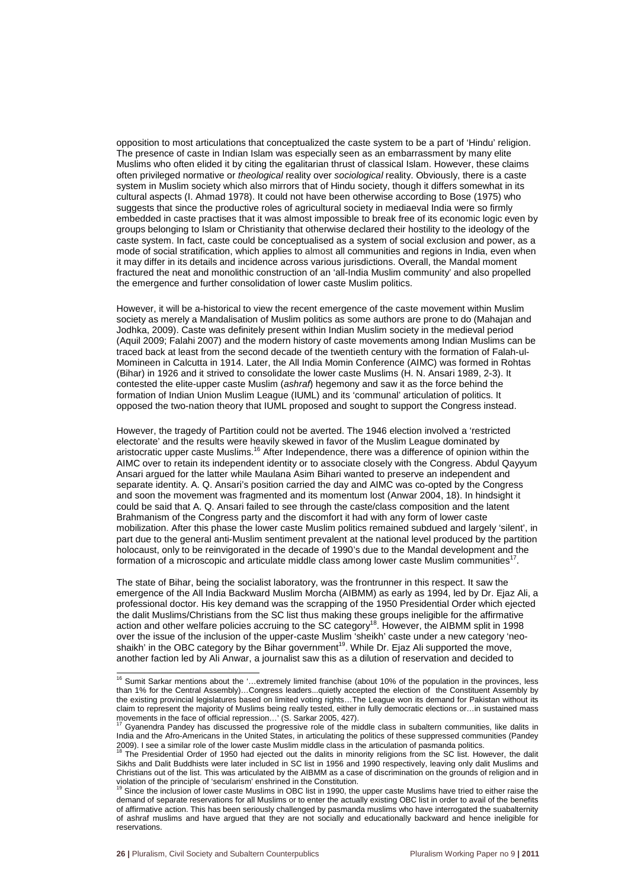opposition to most articulations that conceptualized the caste system to be a part of 'Hindu' religion. The presence of caste in Indian Islam was especially seen as an embarrassment by many elite Muslims who often elided it by citing the egalitarian thrust of classical Islam. However, these claims often privileged normative or *theological* reality over *sociological* reality. Obviously, there is a caste system in Muslim society which also mirrors that of Hindu society, though it differs somewhat in its cultural aspects (I. Ahmad 1978). It could not have been otherwise according to Bose (1975) who suggests that since the productive roles of agricultural society in mediaeval India were so firmly embedded in caste practises that it was almost impossible to break free of its economic logic even by groups belonging to Islam or Christianity that otherwise declared their hostility to the ideology of the caste system. In fact, caste could be conceptualised as a system of social exclusion and power, as a mode of social stratification, which applies to almost all communities and regions in India, even when it may differ in its details and incidence across various jurisdictions. Overall, the Mandal moment fractured the neat and monolithic construction of an 'all-India Muslim community' and also propelled the emergence and further consolidation of lower caste Muslim politics.

However, it will be a-historical to view the recent emergence of the caste movement within Muslim society as merely a Mandalisation of Muslim politics as some authors are prone to do (Mahajan and Jodhka, 2009). Caste was definitely present within Indian Muslim society in the medieval period (Aquil 2009; Falahi 2007) and the modern history of caste movements among Indian Muslims can be traced back at least from the second decade of the twentieth century with the formation of Falah-ul-Momineen in Calcutta in 1914. Later, the All India Momin Conference (AIMC) was formed in Rohtas (Bihar) in 1926 and it strived to consolidate the lower caste Muslims (H. N. Ansari 1989, 2-3). It contested the elite-upper caste Muslim (*ashraf*) hegemony and saw it as the force behind the formation of Indian Union Muslim League (IUML) and its 'communal' articulation of politics. It opposed the two-nation theory that IUML proposed and sought to support the Congress instead.

However, the tragedy of Partition could not be averted. The 1946 election involved a 'restricted electorate' and the results were heavily skewed in favor of the Muslim League dominated by aristocratic upper caste Muslims.[16] After Independence, there was a difference of opinion within the AIMC over to retain its independent identity or to associate closely with the Congress. Abdul Qayyum Ansari argued for the latter while Maulana Asim Bihari wanted to preserve an independent and separate identity. A. Q. Ansari's position carried the day and AIMC was co-opted by the Congress and soon the movement was fragmented and its momentum lost (Anwar 2004, 18). In hindsight it could be said that A. Q. Ansari failed to see through the caste/class composition and the latent Brahmanism of the Congress party and the discomfort it had with any form of lower caste mobilization. After this phase the lower caste Muslim politics remained subdued and largely 'silent', in part due to the general anti-Muslim sentiment prevalent at the national level produced by the partition holocaust, only to be reinvigorated in the decade of 1990's due to the Mandal development and the formation of a microscopic and articulate middle class among lower caste Muslim communities[17].

The state of Bihar, being the socialist laboratory, was the frontrunner in this respect. It saw the emergence of the All India Backward Muslim Morcha (AIBMM) as early as 1994, led by Dr. Ejaz Ali, a professional doctor. His key demand was the scrapping of the 1950 Presidential Order which ejected the dalit Muslims/Christians from the SC list thus making these groups ineligible for the affirmative action and other welfare policies accruing to the SC category[18]. However, the AIBMM split in 1998 over the issue of the inclusion of the upper-caste Muslim 'sheikh' caste under a new category 'neo-shaikh' in the OBC category by the Bihar government[19]. While Dr. Ejaz Ali supported the move, another faction led by Ali Anwar, a journalist saw this as a dilution of reservation and decided to

---

[16] Sumit Sarkar mentions about the '…extremely limited franchise (about 10% of the population in the provinces, less than 1% for the Central Assembly)…Congress leaders...quietly accepted the election of the Constituent Assembly by the existing provincial legislatures based on limited voting rights…The League won its demand for Pakistan without its claim to represent the majority of Muslims being really tested, either in fully democratic elections or…in sustained mass movements in the face of official repression…' (S. Sarkar 2005, 427).

[17] Gyanendra Pandey has discussed the progressive role of the middle class in subaltern communities, like dalits in India and the Afro-Americans in the United States, in articulating the politics of these suppressed communities (Pandey 2009). I see a similar role of the lower caste Muslim middle class in the articulation of pasmanda politics.

[18] The Presidential Order of 1950 had ejected out the dalits in minority religions from the SC list. However, the dalit Sikhs and Dalit Buddhists were later included in SC list in 1956 and 1990 respectively, leaving only dalit Muslims and Christians out of the list. This was articulated by the AIBMM as a case of discrimination on the grounds of religion and in violation of the principle of 'secularism' enshrined in the Constitution.

[19] Since the inclusion of lower caste Muslims in OBC list in 1990, the upper caste Muslims have tried to either raise the demand of separate reservations for all Muslims or to enter the actually existing OBC list in order to avail of the benefits of affirmative action. This has been seriously challenged by pasmanda muslims who have interrogated the suabalternity of ashraf muslims and have argued that they are not socially and educationally backward and hence ineligible for reservations.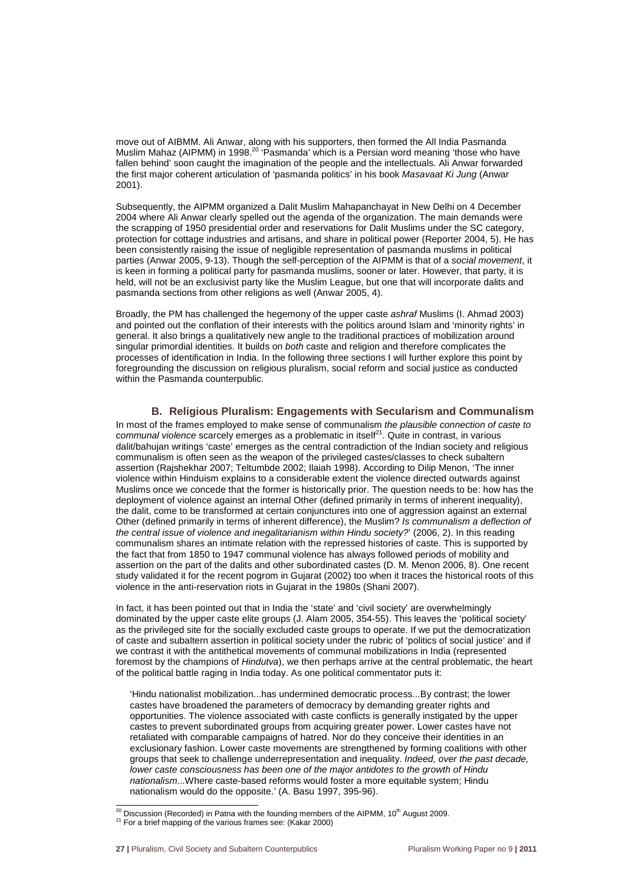move out of AIBMM. Ali Anwar, along with his supporters, then formed the All India Pasmanda Muslim Mahaz (AIPMM) in 1998.[20] 'Pasmanda' which is a Persian word meaning 'those who have fallen behind' soon caught the imagination of the people and the intellectuals. Ali Anwar forwarded the first major coherent articulation of 'pasmanda politics' in his book *Masavaat Ki Jung* (Anwar 2001).

Subsequently, the AIPMM organized a Dalit Muslim Mahapanchayat in New Delhi on 4 December 2004 where Ali Anwar clearly spelled out the agenda of the organization. The main demands were the scrapping of 1950 presidential order and reservations for Dalit Muslims under the SC category, protection for cottage industries and artisans, and share in political power (Reporter 2004, 5). He has been consistently raising the issue of negligible representation of pasmanda muslims in political parties (Anwar 2005, 9-13). Though the self-perception of the AIPMM is that of a *social movement*, it is keen in forming a political party for pasmanda muslims, sooner or later. However, that party, it is held, will not be an exclusivist party like the Muslim League, but one that will incorporate dalits and pasmanda sections from other religions as well (Anwar 2005, 4).

Broadly, the PM has challenged the hegemony of the upper caste *ashraf* Muslims (I. Ahmad 2003) and pointed out the conflation of their interests with the politics around Islam and 'minority rights' in general. It also brings a qualitatively new angle to the traditional practices of mobilization around singular primordial identities. It builds on *both* caste and religion and therefore complicates the processes of identification in India. In the following three sections I will further explore this point by foregrounding the discussion on religious pluralism, social reform and social justice as conducted within the Pasmanda counterpublic.

### B. Religious Pluralism: Engagements with Secularism and Communalism

In most of the frames employed to make sense of communalism *the plausible connection of caste to communal violence* scarcely emerges as a problematic in itself[21]. Quite in contrast, in various dalit/bahujan writings 'caste' emerges as the central contradiction of the Indian society and religious communalism is often seen as the weapon of the privileged castes/classes to check subaltern assertion (Rajshekhar 2007; Teltumbde 2002; Ilaiah 1998). According to Dilip Menon, 'The inner violence within Hinduism explains to a considerable extent the violence directed outwards against Muslims once we concede that the former is historically prior. The question needs to be: how has the deployment of violence against an internal Other (defined primarily in terms of inherent inequality), the dalit, come to be transformed at certain conjunctures into one of aggression against an external Other (defined primarily in terms of inherent difference), the Muslim? *Is communalism a deflection of the central issue of violence and inegalitarianism within Hindu society?*' (2006, 2). In this reading communalism shares an intimate relation with the repressed histories of caste. This is supported by the fact that from 1850 to 1947 communal violence has always followed periods of mobility and assertion on the part of the dalits and other subordinated castes (D. M. Menon 2006, 8). One recent study validated it for the recent pogrom in Gujarat (2002) too when it traces the historical roots of this violence in the anti-reservation riots in Gujarat in the 1980s (Shani 2007).

In fact, it has been pointed out that in India the 'state' and 'civil society' are overwhelmingly dominated by the upper caste elite groups (J. Alam 2005, 354-55). This leaves the 'political society' as the privileged site for the socially excluded caste groups to operate. If we put the democratization of caste and subaltern assertion in political society under the rubric of 'politics of social justice' and if we contrast it with the antithetical movements of communal mobilizations in India (represented foremost by the champions of *Hindutva*), we then perhaps arrive at the central problematic, the heart of the political battle raging in India today. As one political commentator puts it:

> 'Hindu nationalist mobilization...has undermined democratic process...By contrast; the lower castes have broadened the parameters of democracy by demanding greater rights and opportunities. The violence associated with caste conflicts is generally instigated by the upper castes to prevent subordinated groups from acquiring greater power. Lower castes have not retaliated with comparable campaigns of hatred. Nor do they conceive their identities in an exclusionary fashion. Lower caste movements are strengthened by forming coalitions with other groups that seek to challenge underrepresentation and inequality. *Indeed, over the past decade, lower caste consciousness has been one of the major antidotes to the growth of Hindu nationalism*...Where caste-based reforms would foster a more equitable system; Hindu nationalism would do the opposite.' (A. Basu 1997, 395-96).

[20] Discussion (Recorded) in Patna with the founding members of the AIPMM, 10th August 2009.

[21] For a brief mapping of the various frames see: (Kakar 2000)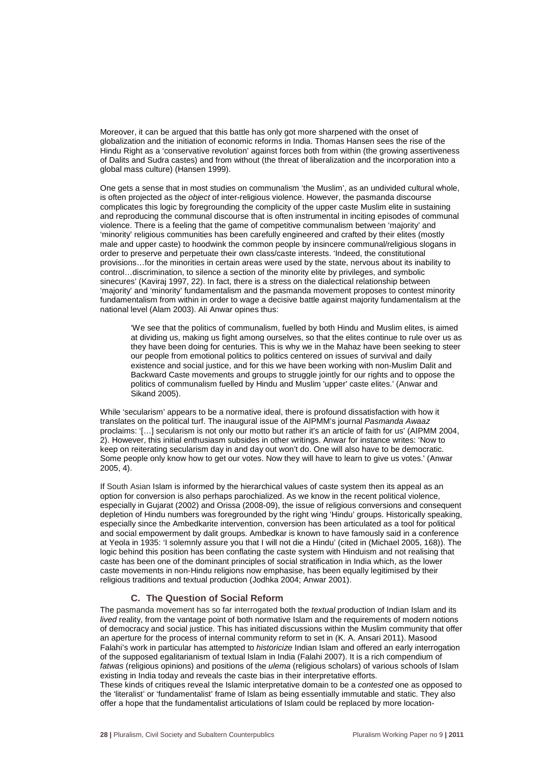Moreover, it can be argued that this battle has only got more sharpened with the onset of globalization and the initiation of economic reforms in India. Thomas Hansen sees the rise of the Hindu Right as a 'conservative revolution' against forces both from within (the growing assertiveness of Dalits and Sudra castes) and from without (the threat of liberalization and the incorporation into a global mass culture) (Hansen 1999).

One gets a sense that in most studies on communalism 'the Muslim', as an undivided cultural whole, is often projected as the *object* of inter-religious violence. However, the pasmanda discourse complicates this logic by foregrounding the complicity of the upper caste Muslim elite in sustaining and reproducing the communal discourse that is often instrumental in inciting episodes of communal violence. There is a feeling that the game of competitive communalism between 'majority' and 'minority' religious communities has been carefully engineered and crafted by their elites (mostly male and upper caste) to hoodwink the common people by insincere communal/religious slogans in order to preserve and perpetuate their own class/caste interests. 'Indeed, the constitutional provisions…for the minorities in certain areas were used by the state, nervous about its inability to control…discrimination, to silence a section of the minority elite by privileges, and symbolic sinecures' (Kaviraj 1997, 22). In fact, there is a stress on the dialectical relationship between 'majority' and 'minority' fundamentalism and the pasmanda movement proposes to contest minority fundamentalism from within in order to wage a decisive battle against majority fundamentalism at the national level (Alam 2003). Ali Anwar opines thus:

> 'We see that the politics of communalism, fuelled by both Hindu and Muslim elites, is aimed at dividing us, making us fight among ourselves, so that the elites continue to rule over us as they have been doing for centuries. This is why we in the Mahaz have been seeking to steer our people from emotional politics to politics centered on issues of survival and daily existence and social justice, and for this we have been working with non-Muslim Dalit and Backward Caste movements and groups to struggle jointly for our rights and to oppose the politics of communalism fuelled by Hindu and Muslim 'upper' caste elites.' (Anwar and Sikand 2005).

While 'secularism' appears to be a normative ideal, there is profound dissatisfaction with how it translates on the political turf. The inaugural issue of the AIPMM's journal *Pasmanda Awaaz* proclaims: '[…] secularism is not only our motto but rather it's an article of faith for us' (AIPMM 2004, 2). However, this initial enthusiasm subsides in other writings. Anwar for instance writes: 'Now to keep on reiterating secularism day in and day out won't do. One will also have to be democratic. Some people only know how to get our votes. Now they will have to learn to give us votes.' (Anwar 2005, 4).

If South Asian Islam is informed by the hierarchical values of caste system then its appeal as an option for conversion is also perhaps parochialized. As we know in the recent political violence, especially in Gujarat (2002) and Orissa (2008-09), the issue of religious conversions and consequent depletion of Hindu numbers was foregrounded by the right wing 'Hindu' groups. Historically speaking, especially since the Ambedkarite intervention, conversion has been articulated as a tool for political and social empowerment by dalit groups. Ambedkar is known to have famously said in a conference at Yeola in 1935: 'I solemnly assure you that I will not die a Hindu' (cited in (Michael 2005, 168)). The logic behind this position has been conflating the caste system with Hinduism and not realising that caste has been one of the dominant principles of social stratification in India which, as the lower caste movements in non-Hindu religions now emphasise, has been equally legitimised by their religious traditions and textual production (Jodhka 2004; Anwar 2001).

### C. The Question of Social Reform

The pasmanda movement has so far interrogated both the *textual* production of Indian Islam and its *lived* reality, from the vantage point of both normative Islam and the requirements of modern notions of democracy and social justice. This has initiated discussions within the Muslim community that offer an aperture for the process of internal community reform to set in (K. A. Ansari 2011). Masood Falahi's work in particular has attempted to *historicize* Indian Islam and offered an early interrogation of the supposed egalitarianism of textual Islam in India (Falahi 2007). It is a rich compendium of *fatwas* (religious opinions) and positions of the *ulema* (religious scholars) of various schools of Islam existing in India today and reveals the caste bias in their interpretative efforts.

These kinds of critiques reveal the Islamic interpretative domain to be a *contested* one as opposed to the 'literalist' or 'fundamentalist' frame of Islam as being essentially immutable and static. They also offer a hope that the fundamentalist articulations of Islam could be replaced by more location-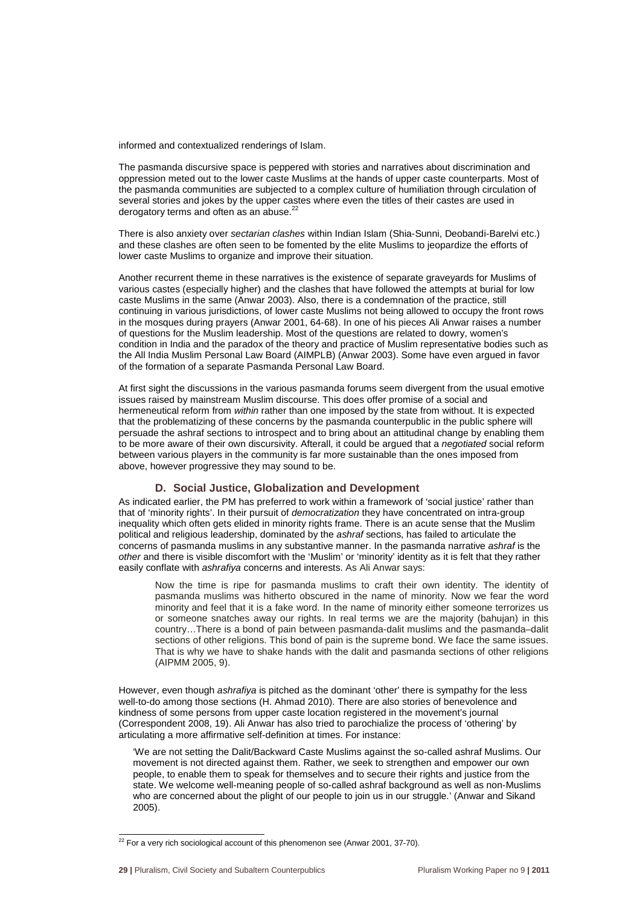informed and contextualized renderings of Islam.

The pasmanda discursive space is peppered with stories and narratives about discrimination and oppression meted out to the lower caste Muslims at the hands of upper caste counterparts. Most of the pasmanda communities are subjected to a complex culture of humiliation through circulation of several stories and jokes by the upper castes where even the titles of their castes are used in derogatory terms and often as an abuse.[22]

There is also anxiety over *sectarian clashes* within Indian Islam (Shia-Sunni, Deobandi-Barelvi etc.) and these clashes are often seen to be fomented by the elite Muslims to jeopardize the efforts of lower caste Muslims to organize and improve their situation.

Another recurrent theme in these narratives is the existence of separate graveyards for Muslims of various castes (especially higher) and the clashes that have followed the attempts at burial for low caste Muslims in the same (Anwar 2003). Also, there is a condemnation of the practice, still continuing in various jurisdictions, of lower caste Muslims not being allowed to occupy the front rows in the mosques during prayers (Anwar 2001, 64-68). In one of his pieces Ali Anwar raises a number of questions for the Muslim leadership. Most of the questions are related to dowry, women's condition in India and the paradox of the theory and practice of Muslim representative bodies such as the All India Muslim Personal Law Board (AIMPLB) (Anwar 2003). Some have even argued in favor of the formation of a separate Pasmanda Personal Law Board.

At first sight the discussions in the various pasmanda forums seem divergent from the usual emotive issues raised by mainstream Muslim discourse. This does offer promise of a social and hermeneutical reform from *within* rather than one imposed by the state from without. It is expected that the problematizing of these concerns by the pasmanda counterpublic in the public sphere will persuade the ashraf sections to introspect and to bring about an attitudinal change by enabling them to be more aware of their own discursivity. Afterall, it could be argued that a *negotiated* social reform between various players in the community is far more sustainable than the ones imposed from above, however progressive they may sound to be.

### D. Social Justice, Globalization and Development

As indicated earlier, the PM has preferred to work within a framework of 'social justice' rather than that of 'minority rights'. In their pursuit of *democratization* they have concentrated on intra-group inequality which often gets elided in minority rights frame. There is an acute sense that the Muslim political and religious leadership, dominated by the *ashraf* sections, has failed to articulate the concerns of pasmanda muslims in any substantive manner. In the pasmanda narrative *ashraf* is the *other* and there is visible discomfort with the 'Muslim' or 'minority' identity as it is felt that they rather easily conflate with *ashrafiya* concerns and interests. As Ali Anwar says:

> Now the time is ripe for pasmanda muslims to craft their own identity. The identity of pasmanda muslims was hitherto obscured in the name of minority. Now we fear the word minority and feel that it is a fake word. In the name of minority either someone terrorizes us or someone snatches away our rights. In real terms we are the majority (bahujan) in this country…There is a bond of pain between pasmanda-dalit muslims and the pasmanda–dalit sections of other religions. This bond of pain is the supreme bond. We face the same issues. That is why we have to shake hands with the dalit and pasmanda sections of other religions (AIPMM 2005, 9).

However, even though *ashrafiya* is pitched as the dominant 'other' there is sympathy for the less well-to-do among those sections (H. Ahmad 2010). There are also stories of benevolence and kindness of some persons from upper caste location registered in the movement's journal (Correspondent 2008, 19). Ali Anwar has also tried to parochialize the process of 'othering' by articulating a more affirmative self-definition at times. For instance:

> 'We are not setting the Dalit/Backward Caste Muslims against the so-called ashraf Muslims. Our movement is not directed against them. Rather, we seek to strengthen and empower our own people, to enable them to speak for themselves and to secure their rights and justice from the state. We welcome well-meaning people of so-called ashraf background as well as non-Muslims who are concerned about the plight of our people to join us in our struggle.' (Anwar and Sikand 2005).

---

[22] For a very rich sociological account of this phenomenon see (Anwar 2001, 37-70).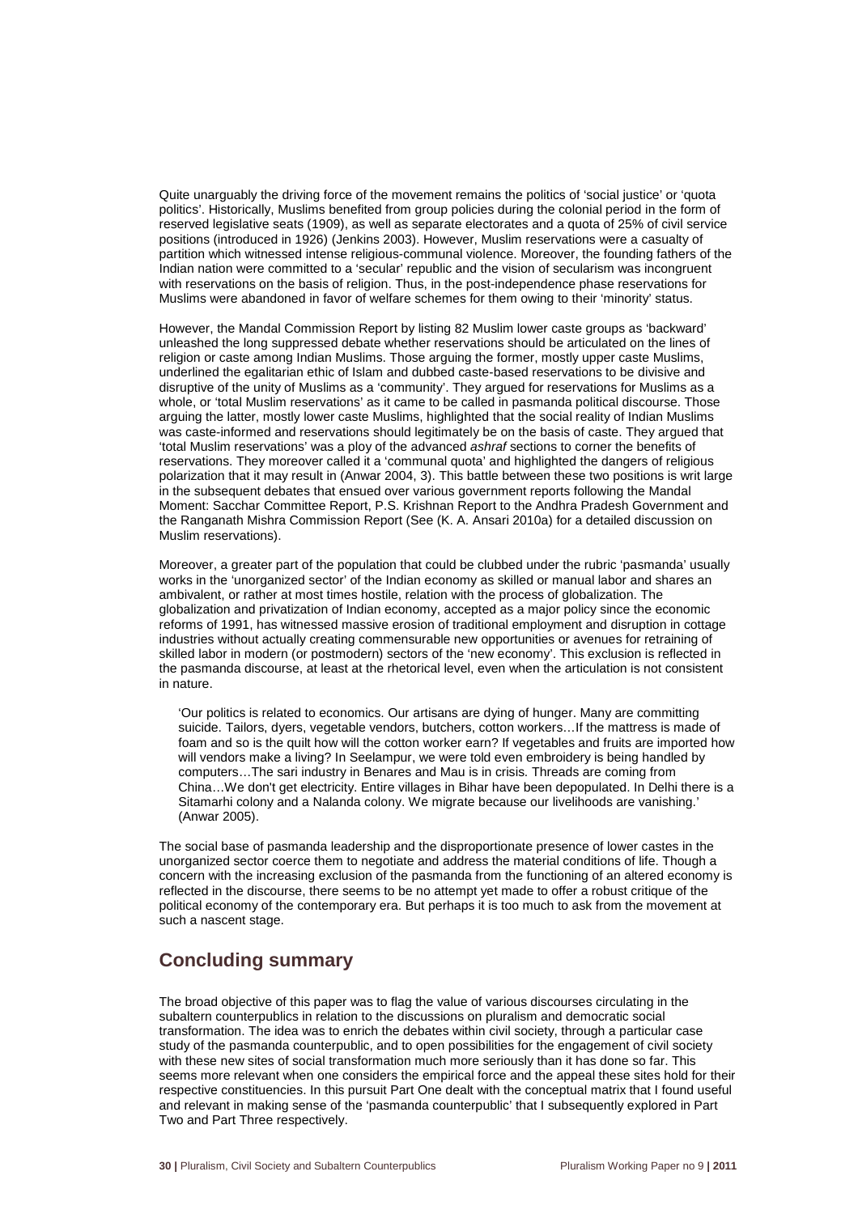Quite unarguably the driving force of the movement remains the politics of 'social justice' or 'quota politics'. Historically, Muslims benefited from group policies during the colonial period in the form of reserved legislative seats (1909), as well as separate electorates and a quota of 25% of civil service positions (introduced in 1926) (Jenkins 2003). However, Muslim reservations were a casualty of partition which witnessed intense religious-communal violence. Moreover, the founding fathers of the Indian nation were committed to a 'secular' republic and the vision of secularism was incongruent with reservations on the basis of religion. Thus, in the post-independence phase reservations for Muslims were abandoned in favor of welfare schemes for them owing to their 'minority' status.

However, the Mandal Commission Report by listing 82 Muslim lower caste groups as 'backward' unleashed the long suppressed debate whether reservations should be articulated on the lines of religion or caste among Indian Muslims. Those arguing the former, mostly upper caste Muslims, underlined the egalitarian ethic of Islam and dubbed caste-based reservations to be divisive and disruptive of the unity of Muslims as a 'community'. They argued for reservations for Muslims as a whole, or 'total Muslim reservations' as it came to be called in pasmanda political discourse. Those arguing the latter, mostly lower caste Muslims, highlighted that the social reality of Indian Muslims was caste-informed and reservations should legitimately be on the basis of caste. They argued that 'total Muslim reservations' was a ploy of the advanced *ashraf* sections to corner the benefits of reservations. They moreover called it a 'communal quota' and highlighted the dangers of religious polarization that it may result in (Anwar 2004, 3). This battle between these two positions is writ large in the subsequent debates that ensued over various government reports following the Mandal Moment: Sacchar Committee Report, P.S. Krishnan Report to the Andhra Pradesh Government and the Ranganath Mishra Commission Report (See (K. A. Ansari 2010a) for a detailed discussion on Muslim reservations).

Moreover, a greater part of the population that could be clubbed under the rubric 'pasmanda' usually works in the 'unorganized sector' of the Indian economy as skilled or manual labor and shares an ambivalent, or rather at most times hostile, relation with the process of globalization. The globalization and privatization of Indian economy, accepted as a major policy since the economic reforms of 1991, has witnessed massive erosion of traditional employment and disruption in cottage industries without actually creating commensurable new opportunities or avenues for retraining of skilled labor in modern (or postmodern) sectors of the 'new economy'. This exclusion is reflected in the pasmanda discourse, at least at the rhetorical level, even when the articulation is not consistent in nature.

> 'Our politics is related to economics. Our artisans are dying of hunger. Many are committing suicide. Tailors, dyers, vegetable vendors, butchers, cotton workers…If the mattress is made of foam and so is the quilt how will the cotton worker earn? If vegetables and fruits are imported how will vendors make a living? In Seelampur, we were told even embroidery is being handled by computers…The sari industry in Benares and Mau is in crisis. Threads are coming from China…We don't get electricity. Entire villages in Bihar have been depopulated. In Delhi there is a Sitamarhi colony and a Nalanda colony. We migrate because our livelihoods are vanishing.' (Anwar 2005).

The social base of pasmanda leadership and the disproportionate presence of lower castes in the unorganized sector coerce them to negotiate and address the material conditions of life. Though a concern with the increasing exclusion of the pasmanda from the functioning of an altered economy is reflected in the discourse, there seems to be no attempt yet made to offer a robust critique of the political economy of the contemporary era. But perhaps it is too much to ask from the movement at such a nascent stage.

## Concluding summary

The broad objective of this paper was to flag the value of various discourses circulating in the subaltern counterpublics in relation to the discussions on pluralism and democratic social transformation. The idea was to enrich the debates within civil society, through a particular case study of the pasmanda counterpublic, and to open possibilities for the engagement of civil society with these new sites of social transformation much more seriously than it has done so far. This seems more relevant when one considers the empirical force and the appeal these sites hold for their respective constituencies. In this pursuit Part One dealt with the conceptual matrix that I found useful and relevant in making sense of the 'pasmanda counterpublic' that I subsequently explored in Part Two and Part Three respectively.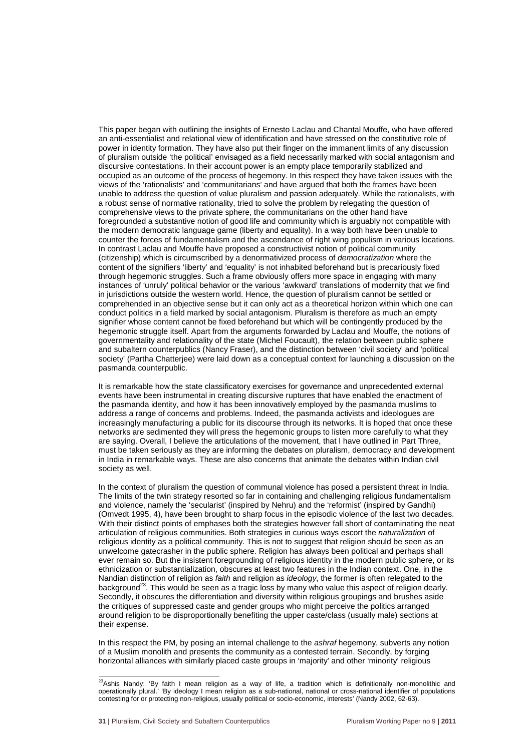This paper began with outlining the insights of Ernesto Laclau and Chantal Mouffe, who have offered an anti-essentialist and relational view of identification and have stressed on the constitutive role of power in identity formation. They have also put their finger on the immanent limits of any discussion of pluralism outside 'the political' envisaged as a field necessarily marked with social antagonism and discursive contestations. In their account power is an empty place temporarily stabilized and occupied as an outcome of the process of hegemony. In this respect they have taken issues with the views of the 'rationalists' and 'communitarians' and have argued that both the frames have been unable to address the question of value pluralism and passion adequately. While the rationalists, with a robust sense of normative rationality, tried to solve the problem by relegating the question of comprehensive views to the private sphere, the communitarians on the other hand have foregrounded a substantive notion of good life and community which is arguably not compatible with the modern democratic language game (liberty and equality). In a way both have been unable to counter the forces of fundamentalism and the ascendance of right wing populism in various locations. In contrast Laclau and Mouffe have proposed a constructivist notion of political community (citizenship) which is circumscribed by a denormativized process of *democratization* where the content of the signifiers 'liberty' and 'equality' is not inhabited beforehand but is precariously fixed through hegemonic struggles. Such a frame obviously offers more space in engaging with many instances of 'unruly' political behavior or the various 'awkward' translations of modernity that we find in jurisdictions outside the western world. Hence, the question of pluralism cannot be settled or comprehended in an objective sense but it can only act as a theoretical horizon within which one can conduct politics in a field marked by social antagonism. Pluralism is therefore as much an empty signifier whose content cannot be fixed beforehand but which will be contingently produced by the hegemonic struggle itself. Apart from the arguments forwarded by Laclau and Mouffe, the notions of governmentality and relationality of the state (Michel Foucault), the relation between public sphere and subaltern counterpublics (Nancy Fraser), and the distinction between 'civil society' and 'political society' (Partha Chatterjee) were laid down as a conceptual context for launching a discussion on the pasmanda counterpublic.

It is remarkable how the state classificatory exercises for governance and unprecedented external events have been instrumental in creating discursive ruptures that have enabled the enactment of the pasmanda identity, and how it has been innovatively employed by the pasmanda muslims to address a range of concerns and problems. Indeed, the pasmanda activists and ideologues are increasingly manufacturing a public for its discourse through its networks. It is hoped that once these networks are sedimented they will press the hegemonic groups to listen more carefully to what they are saying. Overall, I believe the articulations of the movement, that I have outlined in Part Three, must be taken seriously as they are informing the debates on pluralism, democracy and development in India in remarkable ways. These are also concerns that animate the debates within Indian civil society as well.

In the context of pluralism the question of communal violence has posed a persistent threat in India. The limits of the twin strategy resorted so far in containing and challenging religious fundamentalism and violence, namely the 'secularist' (inspired by Nehru) and the 'reformist' (inspired by Gandhi) (Omvedt 1995, 4), have been brought to sharp focus in the episodic violence of the last two decades. With their distinct points of emphases both the strategies however fall short of contaminating the neat articulation of religious communities. Both strategies in curious ways escort the *naturalization* of religious identity as a political community. This is not to suggest that religion should be seen as an unwelcome gatecrasher in the public sphere. Religion has always been political and perhaps shall ever remain so. But the insistent foregrounding of religious identity in the modern public sphere, or its ethnicization or substantialization, obscures at least two features in the Indian context. One, in the Nandian distinction of religion as *faith* and religion as *ideology*, the former is often relegated to the background[23]. This would be seen as a tragic loss by many who value this aspect of religion dearly. Secondly, it obscures the differentiation and diversity within religious groupings and brushes aside the critiques of suppressed caste and gender groups who might perceive the politics arranged around religion to be disproportionally benefiting the upper caste/class (usually male) sections at their expense.

In this respect the PM, by posing an internal challenge to the *ashraf* hegemony, subverts any notion of a Muslim monolith and presents the community as a contested terrain. Secondly, by forging horizontal alliances with similarly placed caste groups in 'majority' and other 'minority' religious

---

[23] Ashis Nandy: 'By faith I mean religion as a way of life, a tradition which is definitionally non-monolithic and operationally plural.' 'By ideology I mean religion as a sub-national, national or cross-national identifier of populations contesting for or protecting non-religious, usually political or socio-economic, interests' (Nandy 2002, 62-63).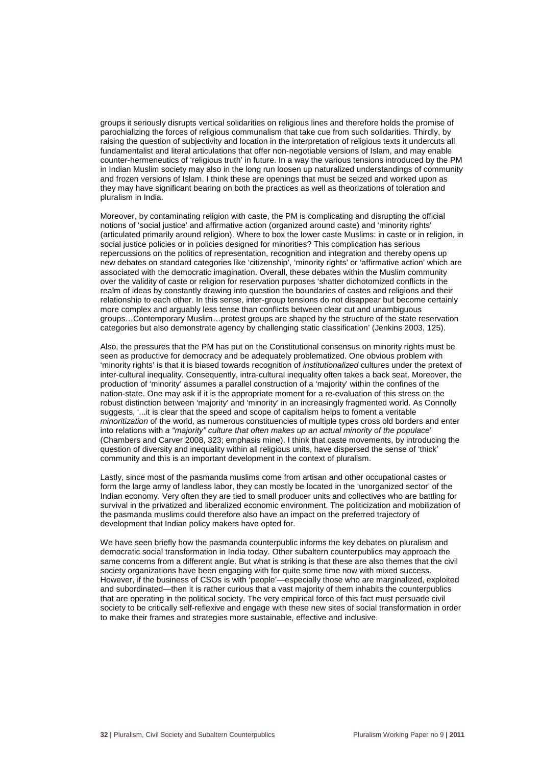groups it seriously disrupts vertical solidarities on religious lines and therefore holds the promise of parochializing the forces of religious communalism that take cue from such solidarities. Thirdly, by raising the question of subjectivity and location in the interpretation of religious texts it undercuts all fundamentalist and literal articulations that offer non-negotiable versions of Islam, and may enable counter-hermeneutics of 'religious truth' in future. In a way the various tensions introduced by the PM in Indian Muslim society may also in the long run loosen up naturalized understandings of community and frozen versions of Islam. I think these are openings that must be seized and worked upon as they may have significant bearing on both the practices as well as theorizations of toleration and pluralism in India.

Moreover, by contaminating religion with caste, the PM is complicating and disrupting the official notions of 'social justice' and affirmative action (organized around caste) and 'minority rights' (articulated primarily around religion). Where to box the lower caste Muslims: in caste or in religion, in social justice policies or in policies designed for minorities? This complication has serious repercussions on the politics of representation, recognition and integration and thereby opens up new debates on standard categories like 'citizenship', 'minority rights' or 'affirmative action' which are associated with the democratic imagination. Overall, these debates within the Muslim community over the validity of caste or religion for reservation purposes 'shatter dichotomized conflicts in the realm of ideas by constantly drawing into question the boundaries of castes and religions and their relationship to each other. In this sense, inter-group tensions do not disappear but become certainly more complex and arguably less tense than conflicts between clear cut and unambiguous groups…Contemporary Muslim…protest groups are shaped by the structure of the state reservation categories but also demonstrate agency by challenging static classification' (Jenkins 2003, 125).

Also, the pressures that the PM has put on the Constitutional consensus on minority rights must be seen as productive for democracy and be adequately problematized. One obvious problem with 'minority rights' is that it is biased towards recognition of *institutionalized* cultures under the pretext of inter-cultural inequality. Consequently, intra-cultural inequality often takes a back seat. Moreover, the production of 'minority' assumes a parallel construction of a 'majority' within the confines of the nation-state. One may ask if it is the appropriate moment for a re-evaluation of this stress on the robust distinction between 'majority' and 'minority' in an increasingly fragmented world. As Connolly suggests, '...it is clear that the speed and scope of capitalism helps to foment a veritable *minoritization* of the world, as numerous constituencies of multiple types cross old borders and enter into relations with *a "majority" culture that often makes up an actual minority of the populace*' (Chambers and Carver 2008, 323; emphasis mine). I think that caste movements, by introducing the question of diversity and inequality within all religious units, have dispersed the sense of 'thick' community and this is an important development in the context of pluralism.

Lastly, since most of the pasmanda muslims come from artisan and other occupational castes or form the large army of landless labor, they can mostly be located in the 'unorganized sector' of the Indian economy. Very often they are tied to small producer units and collectives who are battling for survival in the privatized and liberalized economic environment. The politicization and mobilization of the pasmanda muslims could therefore also have an impact on the preferred trajectory of development that Indian policy makers have opted for.

We have seen briefly how the pasmanda counterpublic informs the key debates on pluralism and democratic social transformation in India today. Other subaltern counterpublics may approach the same concerns from a different angle. But what is striking is that these are also themes that the civil society organizations have been engaging with for quite some time now with mixed success. However, if the business of CSOs is with 'people'—especially those who are marginalized, exploited and subordinated—then it is rather curious that a vast majority of them inhabits the counterpublics that are operating in the political society. The very empirical force of this fact must persuade civil society to be critically self-reflexive and engage with these new sites of social transformation in order to make their frames and strategies more sustainable, effective and inclusive.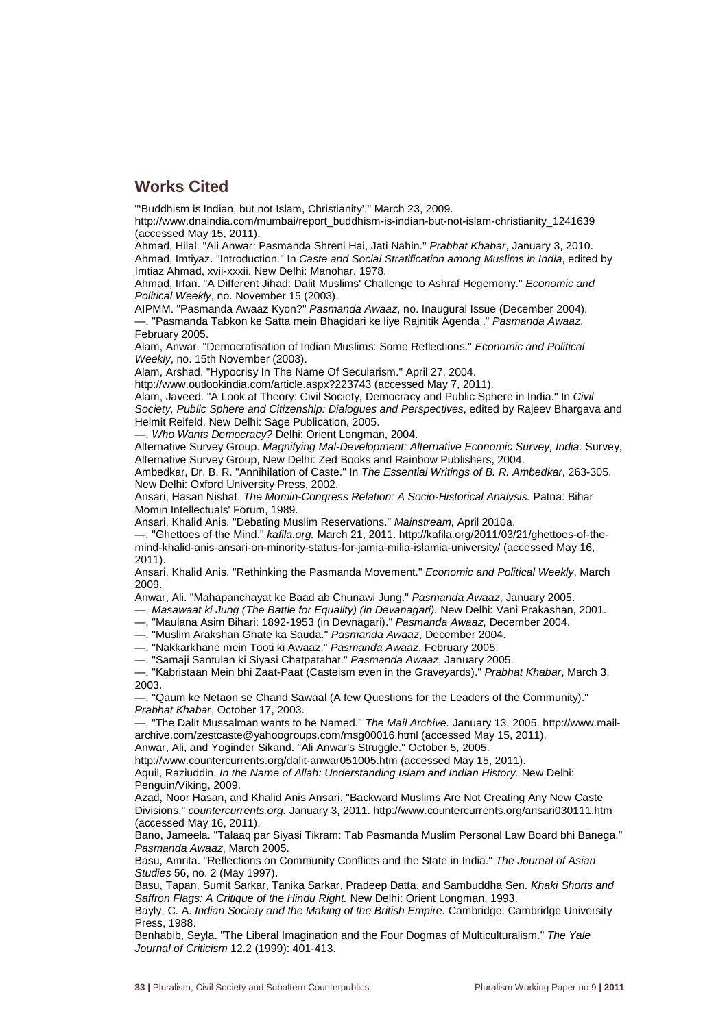## Works Cited

"'Buddhism is Indian, but not Islam, Christianity'." March 23, 2009. http://www.dnaindia.com/mumbai/report_buddhism-is-indian-but-not-islam-christianity_1241639 (accessed May 15, 2011).

Ahmad, Hilal. "Ali Anwar: Pasmanda Shreni Hai, Jati Nahin." *Prabhat Khabar*, January 3, 2010.

Ahmad, Imtiyaz. "Introduction." In *Caste and Social Stratification among Muslims in India*, edited by Imtiaz Ahmad, xvii-xxxii. New Delhi: Manohar, 1978.

Ahmad, Irfan. "A Different Jihad: Dalit Muslims' Challenge to Ashraf Hegemony." *Economic and Political Weekly*, no. November 15 (2003).

AIPMM. "Pasmanda Awaaz Kyon?" *Pasmanda Awaaz*, no. Inaugural Issue (December 2004).

—. "Pasmanda Tabkon ke Satta mein Bhagidari ke liye Rajnitik Agenda ." *Pasmanda Awaaz*, February 2005.

Alam, Anwar. "Democratisation of Indian Muslims: Some Reflections." *Economic and Political Weekly*, no. 15th November (2003).

Alam, Arshad. "Hypocrisy In The Name Of Secularism." April 27, 2004. http://www.outlookindia.com/article.aspx?223743 (accessed May 7, 2011).

Alam, Javeed. "A Look at Theory: Civil Society, Democracy and Public Sphere in India." In *Civil Society, Public Sphere and Citizenship: Dialogues and Perspectives*, edited by Rajeev Bhargava and Helmit Reifeld. New Delhi: Sage Publication, 2005.

—. *Who Wants Democracy?* Delhi: Orient Longman, 2004.

Alternative Survey Group. *Magnifying Mal-Development: Alternative Economic Survey, India.* Survey, Alternative Survey Group, New Delhi: Zed Books and Rainbow Publishers, 2004.

Ambedkar, Dr. B. R. "Annihilation of Caste." In *The Essential Writings of B. R. Ambedkar*, 263-305. New Delhi: Oxford University Press, 2002.

Ansari, Hasan Nishat. *The Momin-Congress Relation: A Socio-Historical Analysis.* Patna: Bihar Momin Intellectuals' Forum, 1989.

Ansari, Khalid Anis. "Debating Muslim Reservations." *Mainstream*, April 2010a.

—. "Ghettoes of the Mind." *kafila.org.* March 21, 2011. http://kafila.org/2011/03/21/ghettoes-of-the-mind-khalid-anis-ansari-on-minority-status-for-jamia-milia-islamia-university/ (accessed May 16, 2011).

Ansari, Khalid Anis. "Rethinking the Pasmanda Movement." *Economic and Political Weekly*, March 2009.

Anwar, Ali. "Mahapanchayat ke Baad ab Chunawi Jung." *Pasmanda Awaaz*, January 2005.

—. *Masawaat ki Jung (The Battle for Equality) (in Devanagari).* New Delhi: Vani Prakashan, 2001.

—. "Maulana Asim Bihari: 1892-1953 (in Devnagari)." *Pasmanda Awaaz*, December 2004.

—. "Muslim Arakshan Ghate ka Sauda." *Pasmanda Awaaz*, December 2004.

—. "Nakkarkhane mein Tooti ki Awaaz." *Pasmanda Awaaz*, February 2005.

—. "Samaji Santulan ki Siyasi Chatpatahat." *Pasmanda Awaaz*, January 2005.

—. "Kabristaan Mein bhi Zaat-Paat (Casteism even in the Graveyards)." *Prabhat Khabar*, March 3, 2003.

—. "Qaum ke Netaon se Chand Sawaal (A few Questions for the Leaders of the Community)." *Prabhat Khabar*, October 17, 2003.

—. "The Dalit Mussalman wants to be Named." *The Mail Archive.* January 13, 2005. http://www.mail-archive.com/zestcaste@yahoogroups.com/msg00016.html (accessed May 15, 2011).

Anwar, Ali, and Yoginder Sikand. "Ali Anwar's Struggle." October 5, 2005. http://www.countercurrents.org/dalit-anwar051005.htm (accessed May 15, 2011).

Aquil, Raziuddin. *In the Name of Allah: Understanding Islam and Indian History.* New Delhi: Penguin/Viking, 2009.

Azad, Noor Hasan, and Khalid Anis Ansari. "Backward Muslims Are Not Creating Any New Caste Divisions." *countercurrents.org.* January 3, 2011. http://www.countercurrents.org/ansari030111.htm (accessed May 16, 2011).

Bano, Jameela. "Talaaq par Siyasi Tikram: Tab Pasmanda Muslim Personal Law Board bhi Banega." *Pasmanda Awaaz*, March 2005.

Basu, Amrita. "Reflections on Community Conflicts and the State in India." *The Journal of Asian Studies* 56, no. 2 (May 1997).

Basu, Tapan, Sumit Sarkar, Tanika Sarkar, Pradeep Datta, and Sambuddha Sen. *Khaki Shorts and Saffron Flags: A Critique of the Hindu Right.* New Delhi: Orient Longman, 1993.

Bayly, C. A. *Indian Society and the Making of the British Empire.* Cambridge: Cambridge University Press, 1988.

Benhabib, Seyla. "The Liberal Imagination and the Four Dogmas of Multiculturalism." *The Yale Journal of Criticism* 12.2 (1999): 401-413.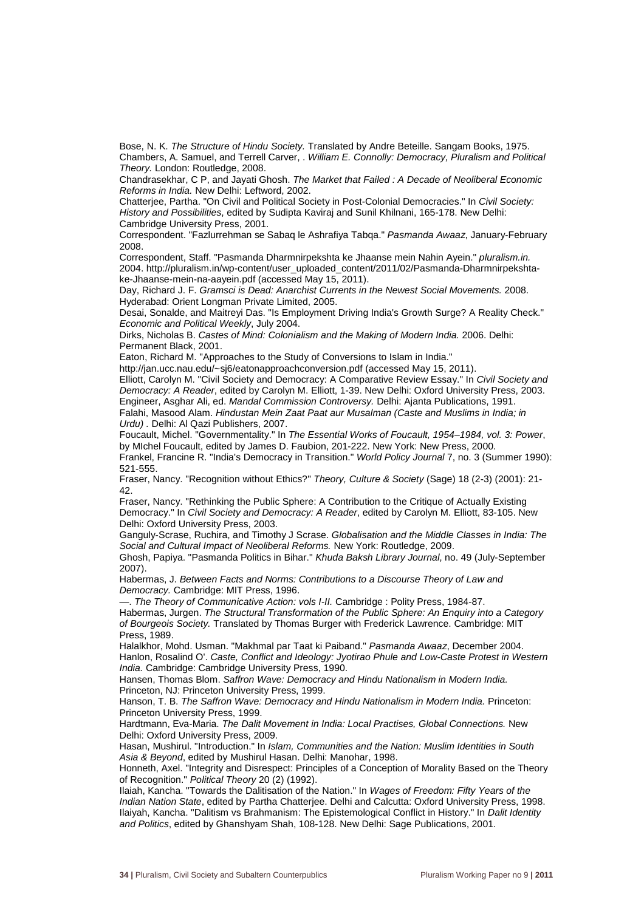Bose, N. K. *The Structure of Hindu Society.* Translated by Andre Beteille. Sangam Books, 1975.

Chambers, A. Samuel, and Terrell Carver, . *William E. Connolly: Democracy, Pluralism and Political Theory.* London: Routledge, 2008.

Chandrasekhar, C P, and Jayati Ghosh. *The Market that Failed : A Decade of Neoliberal Economic Reforms in India.* New Delhi: Leftword, 2002.

Chatterjee, Partha. "On Civil and Political Society in Post-Colonial Democracies." In *Civil Society: History and Possibilities*, edited by Sudipta Kaviraj and Sunil Khilnani, 165-178. New Delhi: Cambridge University Press, 2001.

Correspondent. "Fazlurrehman se Sabaq le Ashrafiya Tabqa." *Pasmanda Awaaz*, January-February 2008.

Correspondent, Staff. "Pasmanda Dharmnirpekshta ke Jhaanse mein Nahin Ayein." *pluralism.in.* 2004. http://pluralism.in/wp-content/user_uploaded_content/2011/02/Pasmanda-Dharmnirpekshta-ke-Jhaanse-mein-na-aayein.pdf (accessed May 15, 2011).

Day, Richard J. F. *Gramsci is Dead: Anarchist Currents in the Newest Social Movements.* 2008. Hyderabad: Orient Longman Private Limited, 2005.

Desai, Sonalde, and Maitreyi Das. "Is Employment Driving India's Growth Surge? A Reality Check." *Economic and Political Weekly*, July 2004.

Dirks, Nicholas B. *Castes of Mind: Colonialism and the Making of Modern India.* 2006. Delhi: Permanent Black, 2001.

Eaton, Richard M. "Approaches to the Study of Conversions to Islam in India." http://jan.ucc.nau.edu/~sj6/eatonapproachconversion.pdf (accessed May 15, 2011).

Elliott, Carolyn M. "Civil Society and Democracy: A Comparative Review Essay." In *Civil Society and Democracy: A Reader*, edited by Carolyn M. Elliott, 1-39. New Delhi: Oxford University Press, 2003.

Engineer, Asghar Ali, ed. *Mandal Commission Controversy.* Delhi: Ajanta Publications, 1991.

Falahi, Masood Alam. *Hindustan Mein Zaat Paat aur Musalman (Caste and Muslims in India; in Urdu)* . Delhi: Al Qazi Publishers, 2007.

Foucault, Michel. "Governmentality." In *The Essential Works of Foucault, 1954–1984, vol. 3: Power*, by MIchel Foucault, edited by James D. Faubion, 201-222. New York: New Press, 2000.

Frankel, Francine R. "India's Democracy in Transition." *World Policy Journal* 7, no. 3 (Summer 1990): 521-555.

Fraser, Nancy. "Recognition without Ethics?" *Theory, Culture & Society* (Sage) 18 (2-3) (2001): 21-42.

Fraser, Nancy. "Rethinking the Public Sphere: A Contribution to the Critique of Actually Existing Democracy." In *Civil Society and Democracy: A Reader*, edited by Carolyn M. Elliott, 83-105. New Delhi: Oxford University Press, 2003.

Ganguly-Scrase, Ruchira, and Timothy J Scrase. *Globalisation and the Middle Classes in India: The Social and Cultural Impact of Neoliberal Reforms.* New York: Routledge, 2009.

Ghosh, Papiya. "Pasmanda Politics in Bihar." *Khuda Baksh Library Journal*, no. 49 (July-September 2007).

Habermas, J. *Between Facts and Norms: Contributions to a Discourse Theory of Law and Democracy.* Cambridge: MIT Press, 1996.

—. *The Theory of Communicative Action: vols I-II.* Cambridge : Polity Press, 1984-87.

Habermas, Jurgen. *The Structural Transformation of the Public Sphere: An Enquiry into a Category of Bourgeois Society.* Translated by Thomas Burger with Frederick Lawrence. Cambridge: MIT Press, 1989.

Halalkhor, Mohd. Usman. "Makhmal par Taat ki Paiband." *Pasmanda Awaaz*, December 2004.

Hanlon, Rosalind O'. *Caste, Conflict and Ideology: Jyotirao Phule and Low-Caste Protest in Western India.* Cambridge: Cambridge University Press, 1990.

Hansen, Thomas Blom. *Saffron Wave: Democracy and Hindu Nationalism in Modern India.* Princeton, NJ: Princeton University Press, 1999.

Hanson, T. B. *The Saffron Wave: Democracy and Hindu Nationalism in Modern India.* Princeton: Princeton University Press, 1999.

Hardtmann, Eva-Maria. *The Dalit Movement in India: Local Practises, Global Connections.* New Delhi: Oxford University Press, 2009.

Hasan, Mushirul. "Introduction." In *Islam, Communities and the Nation: Muslim Identities in South Asia & Beyond*, edited by Mushirul Hasan. Delhi: Manohar, 1998.

Honneth, Axel. "Integrity and Disrespect: Principles of a Conception of Morality Based on the Theory of Recognition." *Political Theory* 20 (2) (1992).

Ilaiah, Kancha. "Towards the Dalitisation of the Nation." In *Wages of Freedom: Fifty Years of the Indian Nation State*, edited by Partha Chatterjee. Delhi and Calcutta: Oxford University Press, 1998.

Ilaiyah, Kancha. "Dalitism vs Brahmanism: The Epistemological Conflict in History." In *Dalit Identity and Politics*, edited by Ghanshyam Shah, 108-128. New Delhi: Sage Publications, 2001.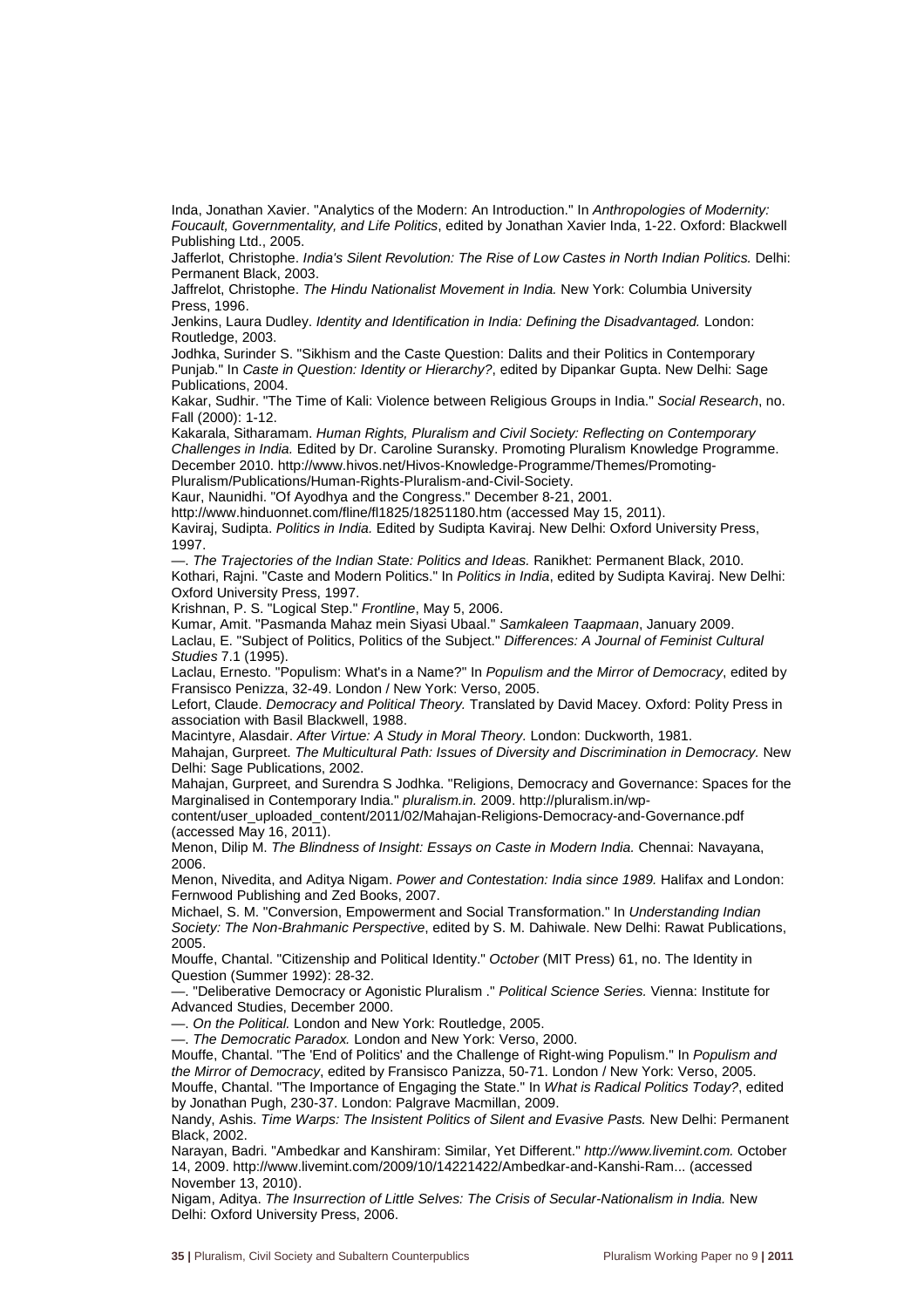Inda, Jonathan Xavier. "Analytics of the Modern: An Introduction." In *Anthropologies of Modernity: Foucault, Governmentality, and Life Politics*, edited by Jonathan Xavier Inda, 1-22. Oxford: Blackwell Publishing Ltd., 2005.

Jafferlot, Christophe. *India's Silent Revolution: The Rise of Low Castes in North Indian Politics.* Delhi: Permanent Black, 2003.

Jaffrelot, Christophe. *The Hindu Nationalist Movement in India.* New York: Columbia University Press, 1996.

Jenkins, Laura Dudley. *Identity and Identification in India: Defining the Disadvantaged.* London: Routledge, 2003.

Jodhka, Surinder S. "Sikhism and the Caste Question: Dalits and their Politics in Contemporary Punjab." In *Caste in Question: Identity or Hierarchy?*, edited by Dipankar Gupta. New Delhi: Sage Publications, 2004.

Kakar, Sudhir. "The Time of Kali: Violence between Religious Groups in India." *Social Research*, no. Fall (2000): 1-12.

Kakarala, Sitharamam. *Human Rights, Pluralism and Civil Society: Reflecting on Contemporary Challenges in India.* Edited by Dr. Caroline Suransky. Promoting Pluralism Knowledge Programme. December 2010. http://www.hivos.net/Hivos-Knowledge-Programme/Themes/Promoting-Pluralism/Publications/Human-Rights-Pluralism-and-Civil-Society.

Kaur, Naunidhi. "Of Ayodhya and the Congress." December 8-21, 2001.
http://www.hinduonnet.com/fline/fl1825/18251180.htm (accessed May 15, 2011).

Kaviraj, Sudipta. *Politics in India.* Edited by Sudipta Kaviraj. New Delhi: Oxford University Press, 1997.

—. *The Trajectories of the Indian State: Politics and Ideas.* Ranikhet: Permanent Black, 2010.

Kothari, Rajni. "Caste and Modern Politics." In *Politics in India*, edited by Sudipta Kaviraj. New Delhi: Oxford University Press, 1997.

Krishnan, P. S. "Logical Step." *Frontline*, May 5, 2006.

Kumar, Amit. "Pasmanda Mahaz mein Siyasi Ubaal." *Samkaleen Taapmaan*, January 2009.

Laclau, E. "Subject of Politics, Politics of the Subject." *Differences: A Journal of Feminist Cultural Studies* 7.1 (1995).

Laclau, Ernesto. "Populism: What's in a Name?" In *Populism and the Mirror of Democracy*, edited by Fransisco Penizza, 32-49. London / New York: Verso, 2005.

Lefort, Claude. *Democracy and Political Theory.* Translated by David Macey. Oxford: Polity Press in association with Basil Blackwell, 1988.

Macintyre, Alasdair. *After Virtue: A Study in Moral Theory.* London: Duckworth, 1981.

Mahajan, Gurpreet. *The Multicultural Path: Issues of Diversity and Discrimination in Democracy.* New Delhi: Sage Publications, 2002.

Mahajan, Gurpreet, and Surendra S Jodhka. "Religions, Democracy and Governance: Spaces for the Marginalised in Contemporary India." *pluralism.in.* 2009. http://pluralism.in/wp-content/user_uploaded_content/2011/02/Mahajan-Religions-Democracy-and-Governance.pdf (accessed May 16, 2011).

Menon, Dilip M. *The Blindness of Insight: Essays on Caste in Modern India.* Chennai: Navayana, 2006.

Menon, Nivedita, and Aditya Nigam. *Power and Contestation: India since 1989.* Halifax and London: Fernwood Publishing and Zed Books, 2007.

Michael, S. M. "Conversion, Empowerment and Social Transformation." In *Understanding Indian Society: The Non-Brahmanic Perspective*, edited by S. M. Dahiwale. New Delhi: Rawat Publications, 2005.

Mouffe, Chantal. "Citizenship and Political Identity." *October* (MIT Press) 61, no. The Identity in Question (Summer 1992): 28-32.

—. "Deliberative Democracy or Agonistic Pluralism ." *Political Science Series.* Vienna: Institute for Advanced Studies, December 2000.

—. *On the Political.* London and New York: Routledge, 2005.

—. *The Democratic Paradox.* London and New York: Verso, 2000.

Mouffe, Chantal. "The 'End of Politics' and the Challenge of Right-wing Populism." In *Populism and the Mirror of Democracy*, edited by Fransisco Panizza, 50-71. London / New York: Verso, 2005.

Mouffe, Chantal. "The Importance of Engaging the State." In *What is Radical Politics Today?*, edited by Jonathan Pugh, 230-37. London: Palgrave Macmillan, 2009.

Nandy, Ashis. *Time Warps: The Insistent Politics of Silent and Evasive Pasts.* New Delhi: Permanent Black, 2002.

Narayan, Badri. "Ambedkar and Kanshiram: Similar, Yet Different." *http://www.livemint.com.* October 14, 2009. http://www.livemint.com/2009/10/14221422/Ambedkar-and-Kanshi-Ram... (accessed November 13, 2010).

Nigam, Aditya. *The Insurrection of Little Selves: The Crisis of Secular-Nationalism in India.* New Delhi: Oxford University Press, 2006.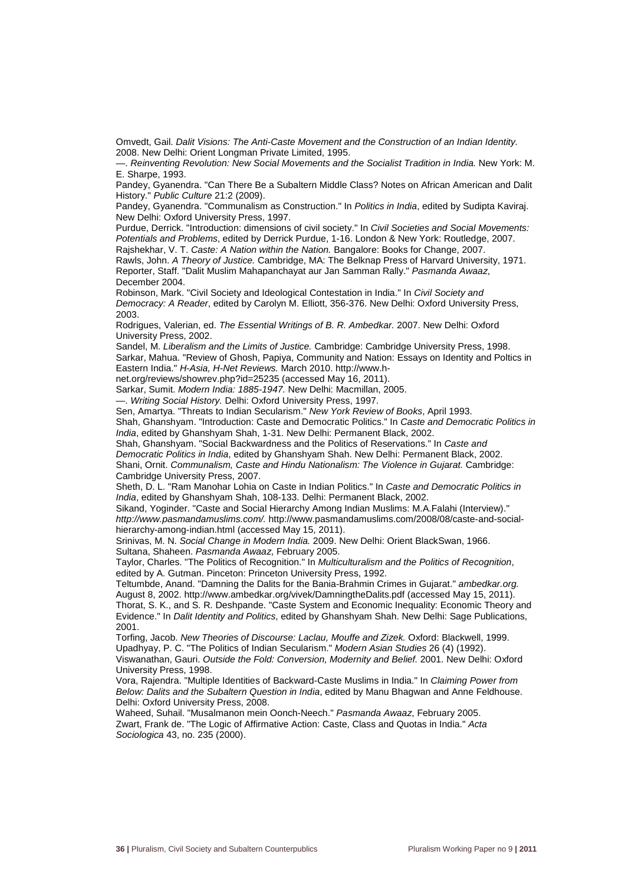Omvedt, Gail. *Dalit Visions: The Anti-Caste Movement and the Construction of an Indian Identity.* 2008. New Delhi: Orient Longman Private Limited, 1995.

—. *Reinventing Revolution: New Social Movements and the Socialist Tradition in India.* New York: M. E. Sharpe, 1993.

Pandey, Gyanendra. "Can There Be a Subaltern Middle Class? Notes on African American and Dalit History." *Public Culture* 21:2 (2009).

Pandey, Gyanendra. "Communalism as Construction." In *Politics in India*, edited by Sudipta Kaviraj. New Delhi: Oxford University Press, 1997.

Purdue, Derrick. "Introduction: dimensions of civil society." In *Civil Societies and Social Movements: Potentials and Problems*, edited by Derrick Purdue, 1-16. London & New York: Routledge, 2007.

Rajshekhar, V. T. *Caste: A Nation within the Nation.* Bangalore: Books for Change, 2007.

Rawls, John. *A Theory of Justice.* Cambridge, MA: The Belknap Press of Harvard University, 1971.

Reporter, Staff. "Dalit Muslim Mahapanchayat aur Jan Samman Rally." *Pasmanda Awaaz*, December 2004.

Robinson, Mark. "Civil Society and Ideological Contestation in India." In *Civil Society and Democracy: A Reader*, edited by Carolyn M. Elliott, 356-376. New Delhi: Oxford University Press, 2003.

Rodrigues, Valerian, ed. *The Essential Writings of B. R. Ambedkar.* 2007. New Delhi: Oxford University Press, 2002.

Sandel, M. *Liberalism and the Limits of Justice.* Cambridge: Cambridge University Press, 1998.

Sarkar, Mahua. "Review of Ghosh, Papiya, Community and Nation: Essays on Identity and Poltics in Eastern India." *H-Asia, H-Net Reviews.* March 2010. http://www.h-net.org/reviews/showrev.php?id=25235 (accessed May 16, 2011).

Sarkar, Sumit. *Modern India: 1885-1947.* New Delhi: Macmillan, 2005.

—. *Writing Social History.* Delhi: Oxford University Press, 1997.

Sen, Amartya. "Threats to Indian Secularism." *New York Review of Books*, April 1993.

Shah, Ghanshyam. "Introduction: Caste and Democratic Politics." In *Caste and Democratic Politics in India*, edited by Ghanshyam Shah, 1-31. New Delhi: Permanent Black, 2002.

Shah, Ghanshyam. "Social Backwardness and the Politics of Reservations." In *Caste and Democratic Politics in India*, edited by Ghanshyam Shah. New Delhi: Permanent Black, 2002.

Shani, Ornit. *Communalism, Caste and Hindu Nationalism: The Violence in Gujarat.* Cambridge: Cambridge University Press, 2007.

Sheth, D. L. "Ram Manohar Lohia on Caste in Indian Politics." In *Caste and Democratic Politics in India*, edited by Ghanshyam Shah, 108-133. Delhi: Permanent Black, 2002.

Sikand, Yoginder. "Caste and Social Hierarchy Among Indian Muslims: M.A.Falahi (Interview)." *http://www.pasmandamuslims.com/.* http://www.pasmandamuslims.com/2008/08/caste-and-social-hierarchy-among-indian.html (accessed May 15, 2011).

Srinivas, M. N. *Social Change in Modern India.* 2009. New Delhi: Orient BlackSwan, 1966.

Sultana, Shaheen. *Pasmanda Awaaz*, February 2005.

Taylor, Charles. "The Politics of Recognition." In *Multiculturalism and the Politics of Recognition*, edited by A. Gutman. Pinceton: Princeton University Press, 1992.

Teltumbde, Anand. "Damning the Dalits for the Bania-Brahmin Crimes in Gujarat." *ambedkar.org.* August 8, 2002. http://www.ambedkar.org/vivek/DamningtheDalits.pdf (accessed May 15, 2011).

Thorat, S. K., and S. R. Deshpande. "Caste System and Economic Inequality: Economic Theory and Evidence." In *Dalit Identity and Politics*, edited by Ghanshyam Shah. New Delhi: Sage Publications, 2001.

Torfing, Jacob. *New Theories of Discourse: Laclau, Mouffe and Zizek.* Oxford: Blackwell, 1999.

Upadhyay, P. C. "The Politics of Indian Secularism." *Modern Asian Studies* 26 (4) (1992).

Viswanathan, Gauri. *Outside the Fold: Conversion, Modernity and Belief.* 2001. New Delhi: Oxford University Press, 1998.

Vora, Rajendra. "Multiple Identities of Backward-Caste Muslims in India." In *Claiming Power from Below: Dalits and the Subaltern Question in India*, edited by Manu Bhagwan and Anne Feldhouse. Delhi: Oxford University Press, 2008.

Waheed, Suhail. "Musalmanon mein Oonch-Neech." *Pasmanda Awaaz*, February 2005.

Zwart, Frank de. "The Logic of Affirmative Action: Caste, Class and Quotas in India." *Acta Sociologica* 43, no. 235 (2000).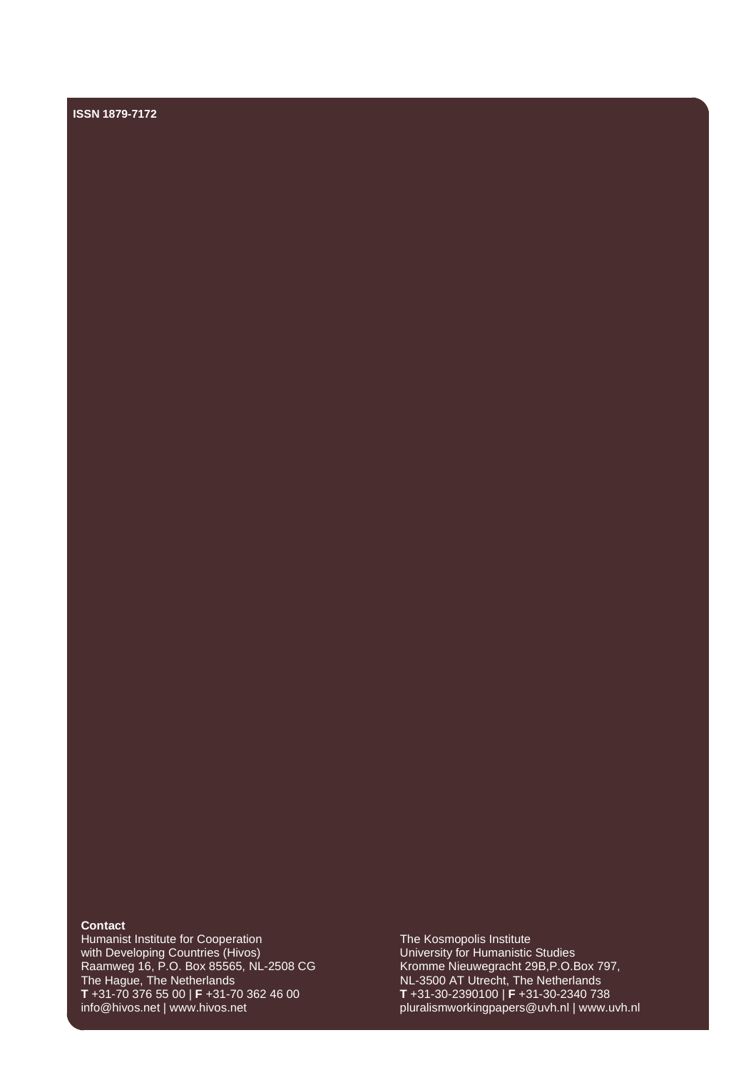**ISSN 1879-7172**

**Contact**

Humanist Institute for Cooperation
with Developing Countries (Hivos)
Raamweg 16, P.O. Box 85565, NL-2508 CG
The Hague, The Netherlands
**T** +31-70 376 55 00 | **F** +31-70 362 46 00
info@hivos.net | www.hivos.net

The Kosmopolis Institute
University for Humanistic Studies
Kromme Nieuwegracht 29B,P.O.Box 797,
NL-3500 AT Utrecht, The Netherlands
**T** +31-30-2390100 | **F** +31-30-2340 738
pluralismworkingpapers@uvh.nl | www.uvh.nl